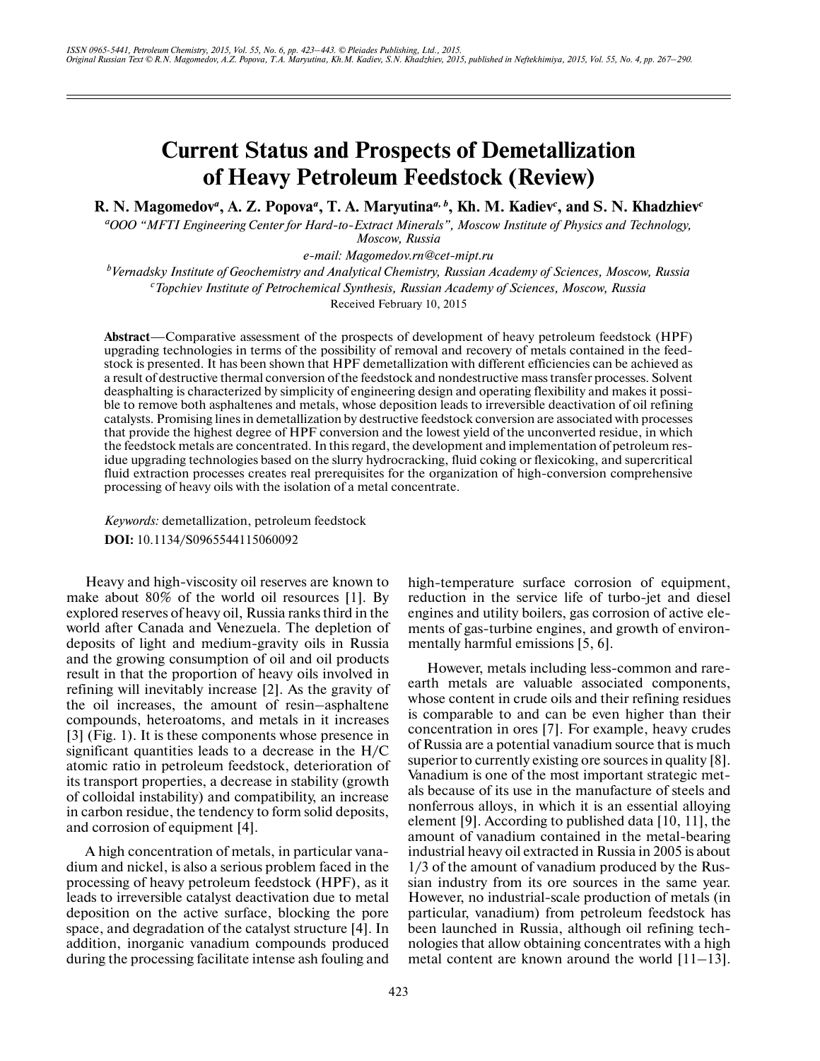# Current Status and Prospects of Demetallization of Heavy Petroleum Feedstock (Review)

**R. N. Magomedov[a], A. Z. Popova[a], T. A. Maryutina[a, b], Kh. M. Kadiev[c], and S. N. Khadzhiev[c]**

[a]*OOO "MFTI Engineering Center for Hard-to-Extract Minerals", Moscow Institute of Physics and Technology, Moscow, Russia*

*e-mail: Magomedov.rn@cet-mipt.ru*

[b]*Vernadsky Institute of Geochemistry and Analytical Chemistry, Russian Academy of Sciences, Moscow, Russia*

[c]*Topchiev Institute of Petrochemical Synthesis, Russian Academy of Sciences, Moscow, Russia*

Received February 10, 2015

**Abstract**—Comparative assessment of the prospects of development of heavy petroleum feedstock (HPF) upgrading technologies in terms of the possibility of removal and recovery of metals contained in the feedstock is presented. It has been shown that HPF demetallization with different efficiencies can be achieved as a result of destructive thermal conversion of the feedstock and nondestructive mass transfer processes. Solvent deasphalting is characterized by simplicity of engineering design and operating flexibility and makes it possible to remove both asphaltenes and metals, whose deposition leads to irreversible deactivation of oil refining catalysts. Promising lines in demetallization by destructive feedstock conversion are associated with processes that provide the highest degree of HPF conversion and the lowest yield of the unconverted residue, in which the feedstock metals are concentrated. In this regard, the development and implementation of petroleum residue upgrading technologies based on the slurry hydrocracking, fluid coking or flexicoking, and supercritical fluid extraction processes creates real prerequisites for the organization of high-conversion comprehensive processing of heavy oils with the isolation of a metal concentrate.

*Keywords:* demetallization, petroleum feedstock

**DOI:** 10.1134/S0965544115060092

Heavy and high-viscosity oil reserves are known to make about 80% of the world oil resources [1]. By explored reserves of heavy oil, Russia ranks third in the world after Canada and Venezuela. The depletion of deposits of light and medium-gravity oils in Russia and the growing consumption of oil and oil products result in that the proportion of heavy oils involved in refining will inevitably increase [2]. As the gravity of the oil increases, the amount of resin–asphaltene compounds, heteroatoms, and metals in it increases [3] (Fig. 1). It is these components whose presence in significant quantities leads to a decrease in the H/C atomic ratio in petroleum feedstock, deterioration of its transport properties, a decrease in stability (growth of colloidal instability) and compatibility, an increase in carbon residue, the tendency to form solid deposits, and corrosion of equipment [4].

A high concentration of metals, in particular vanadium and nickel, is also a serious problem faced in the processing of heavy petroleum feedstock (HPF), as it leads to irreversible catalyst deactivation due to metal deposition on the active surface, blocking the pore space, and degradation of the catalyst structure [4]. In addition, inorganic vanadium compounds produced during the processing facilitate intense ash fouling and high-temperature surface corrosion of equipment, reduction in the service life of turbo-jet and diesel engines and utility boilers, gas corrosion of active elements of gas-turbine engines, and growth of environmentally harmful emissions [5, 6].

However, metals including less-common and rare-earth metals are valuable associated components, whose content in crude oils and their refining residues is comparable to and can be even higher than their concentration in ores [7]. For example, heavy crudes of Russia are a potential vanadium source that is much superior to currently existing ore sources in quality [8]. Vanadium is one of the most important strategic metals because of its use in the manufacture of steels and nonferrous alloys, in which it is an essential alloying element [9]. According to published data [10, 11], the amount of vanadium contained in the metal-bearing industrial heavy oil extracted in Russia in 2005 is about 1/3 of the amount of vanadium produced by the Russian industry from its ore sources in the same year. However, no industrial-scale production of metals (in particular, vanadium) from petroleum feedstock has been launched in Russia, although oil refining technologies that allow obtaining concentrates with a high metal content are known around the world [11–13].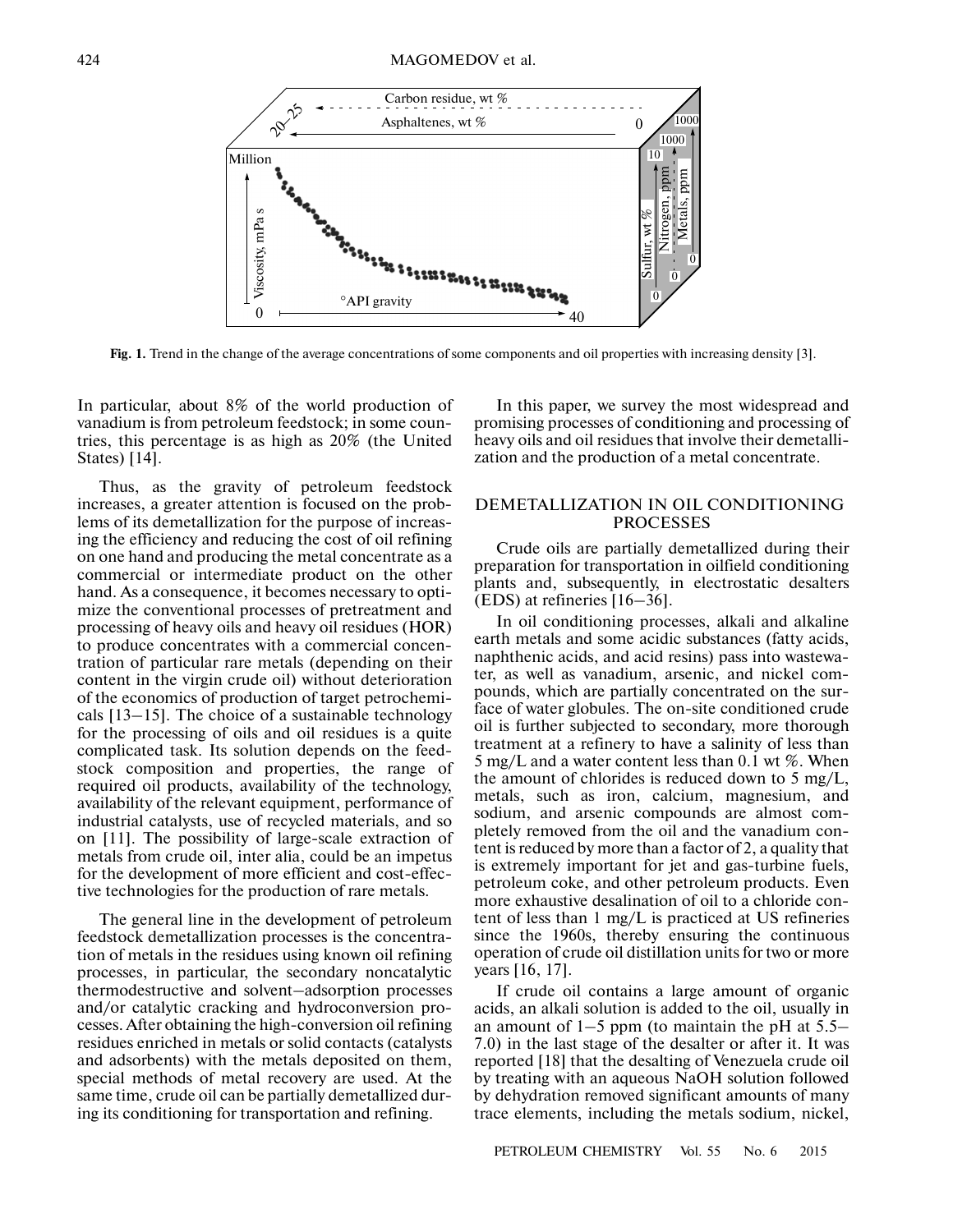**Fig. 1.** Trend in the change of the average concentrations of some components and oil properties with increasing density [3].

In particular, about 8% of the world production of vanadium is from petroleum feedstock; in some countries, this percentage is as high as 20% (the United States) [14].

Thus, as the gravity of petroleum feedstock increases, a greater attention is focused on the problems of its demetallization for the purpose of increasing the efficiency and reducing the cost of oil refining on one hand and producing the metal concentrate as a commercial or intermediate product on the other hand. As a consequence, it becomes necessary to optimize the conventional processes of pretreatment and processing of heavy oils and heavy oil residues (HOR) to produce concentrates with a commercial concentration of particular rare metals (depending on their content in the virgin crude oil) without deterioration of the economics of production of target petrochemicals [13–15]. The choice of a sustainable technology for the processing of oils and oil residues is a quite complicated task. Its solution depends on the feedstock composition and properties, the range of required oil products, availability of the technology, availability of the relevant equipment, performance of industrial catalysts, use of recycled materials, and so on [11]. The possibility of large-scale extraction of metals from crude oil, inter alia, could be an impetus for the development of more efficient and cost-effective technologies for the production of rare metals.

The general line in the development of petroleum feedstock demetallization processes is the concentration of metals in the residues using known oil refining processes, in particular, the secondary noncatalytic thermodestructive and solvent–adsorption processes and/or catalytic cracking and hydroconversion processes. After obtaining the high-conversion oil refining residues enriched in metals or solid contacts (catalysts and adsorbents) with the metals deposited on them, special methods of metal recovery are used. At the same time, crude oil can be partially demetallized during its conditioning for transportation and refining.

In this paper, we survey the most widespread and promising processes of conditioning and processing of heavy oils and oil residues that involve their demetallization and the production of a metal concentrate.

## DEMETALLIZATION IN OIL CONDITIONING PROCESSES

Crude oils are partially demetallized during their preparation for transportation in oilfield conditioning plants and, subsequently, in electrostatic desalters (EDS) at refineries [16–36].

In oil conditioning processes, alkali and alkaline earth metals and some acidic substances (fatty acids, naphthenic acids, and acid resins) pass into wastewater, as well as vanadium, arsenic, and nickel compounds, which are partially concentrated on the surface of water globules. The on-site conditioned crude oil is further subjected to secondary, more thorough treatment at a refinery to have a salinity of less than 5 mg/L and a water content less than 0.1 wt %. When the amount of chlorides is reduced down to 5 mg/L, metals, such as iron, calcium, magnesium, and sodium, and arsenic compounds are almost completely removed from the oil and the vanadium content is reduced by more than a factor of 2, a quality that is extremely important for jet and gas-turbine fuels, petroleum coke, and other petroleum products. Even more exhaustive desalination of oil to a chloride content of less than 1 mg/L is practiced at US refineries since the 1960s, thereby ensuring the continuous operation of crude oil distillation units for two or more years [16, 17].

If crude oil contains a large amount of organic acids, an alkali solution is added to the oil, usually in an amount of 1–5 ppm (to maintain the pH at 5.5–7.0) in the last stage of the desalter or after it. It was reported [18] that the desalting of Venezuela crude oil by treating with an aqueous NaOH solution followed by dehydration removed significant amounts of many trace elements, including the metals sodium, nickel,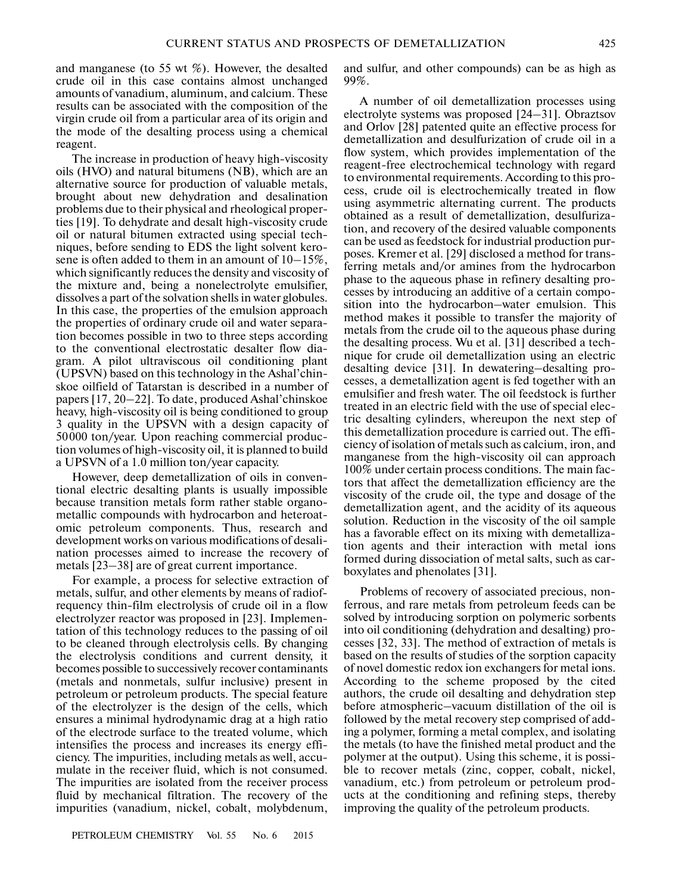and manganese (to 55 wt %). However, the desalted crude oil in this case contains almost unchanged amounts of vanadium, aluminum, and calcium. These results can be associated with the composition of the virgin crude oil from a particular area of its origin and the mode of the desalting process using a chemical reagent.

The increase in production of heavy high-viscosity oils (HVO) and natural bitumens (NB), which are an alternative source for production of valuable metals, brought about new dehydration and desalination problems due to their physical and rheological properties [19]. To dehydrate and desalt high-viscosity crude oil or natural bitumen extracted using special techniques, before sending to EDS the light solvent kerosene is often added to them in an amount of 10–15%, which significantly reduces the density and viscosity of the mixture and, being a nonelectrolyte emulsifier, dissolves a part of the solvation shells in water globules. In this case, the properties of the emulsion approach the properties of ordinary crude oil and water separation becomes possible in two to three steps according to the conventional electrostatic desalter flow diagram. A pilot ultraviscous oil conditioning plant (UPSVN) based on this technology in the Ashal'chinskoe oilfield of Tatarstan is described in a number of papers [17, 20–22]. To date, produced Ashal'chinskoe heavy, high-viscosity oil is being conditioned to group 3 quality in the UPSVN with a design capacity of 50000 ton/year. Upon reaching commercial production volumes of high-viscosity oil, it is planned to build a UPSVN of a 1.0 million ton/year capacity.

However, deep demetallization of oils in conventional electric desalting plants is usually impossible because transition metals form rather stable organometallic compounds with hydrocarbon and heteroatomic petroleum components. Thus, research and development works on various modifications of desalination processes aimed to increase the recovery of metals [23–38] are of great current importance.

For example, a process for selective extraction of metals, sulfur, and other elements by means of radiofrequency thin-film electrolysis of crude oil in a flow electrolyzer reactor was proposed in [23]. Implementation of this technology reduces to the passing of oil to be cleaned through electrolysis cells. By changing the electrolysis conditions and current density, it becomes possible to successively recover contaminants (metals and nonmetals, sulfur inclusive) present in petroleum or petroleum products. The special feature of the electrolyzer is the design of the cells, which ensures a minimal hydrodynamic drag at a high ratio of the electrode surface to the treated volume, which intensifies the process and increases its energy efficiency. The impurities, including metals as well, accumulate in the receiver fluid, which is not consumed. The impurities are isolated from the receiver process fluid by mechanical filtration. The recovery of the impurities (vanadium, nickel, cobalt, molybdenum, and sulfur, and other compounds) can be as high as 99%.

A number of oil demetallization processes using electrolyte systems was proposed [24–31]. Obraztsov and Orlov [28] patented quite an effective process for demetallization and desulfurization of crude oil in a flow system, which provides implementation of the reagent-free electrochemical technology with regard to environmental requirements. According to this process, crude oil is electrochemically treated in flow using asymmetric alternating current. The products obtained as a result of demetallization, desulfurization, and recovery of the desired valuable components can be used as feedstock for industrial production purposes. Kremer et al. [29] disclosed a method for transferring metals and/or amines from the hydrocarbon phase to the aqueous phase in refinery desalting processes by introducing an additive of a certain composition into the hydrocarbon–water emulsion. This method makes it possible to transfer the majority of metals from the crude oil to the aqueous phase during the desalting process. Wu et al. [31] described a technique for crude oil demetallization using an electric desalting device [31]. In dewatering–desalting processes, a demetallization agent is fed together with an emulsifier and fresh water. The oil feedstock is further treated in an electric field with the use of special electric desalting cylinders, whereupon the next step of this demetallization procedure is carried out. The efficiency of isolation of metals such as calcium, iron, and manganese from the high-viscosity oil can approach 100% under certain process conditions. The main factors that affect the demetallization efficiency are the viscosity of the crude oil, the type and dosage of the demetallization agent, and the acidity of its aqueous solution. Reduction in the viscosity of the oil sample has a favorable effect on its mixing with demetallization agents and their interaction with metal ions formed during dissociation of metal salts, such as carboxylates and phenolates [31].

Problems of recovery of associated precious, nonferrous, and rare metals from petroleum feeds can be solved by introducing sorption on polymeric sorbents into oil conditioning (dehydration and desalting) processes [32, 33]. The method of extraction of metals is based on the results of studies of the sorption capacity of novel domestic redox ion exchangers for metal ions. According to the scheme proposed by the cited authors, the crude oil desalting and dehydration step before atmospheric–vacuum distillation of the oil is followed by the metal recovery step comprised of adding a polymer, forming a metal complex, and isolating the metals (to have the finished metal product and the polymer at the output). Using this scheme, it is possible to recover metals (zinc, copper, cobalt, nickel, vanadium, etc.) from petroleum or petroleum products at the conditioning and refining steps, thereby improving the quality of the petroleum products.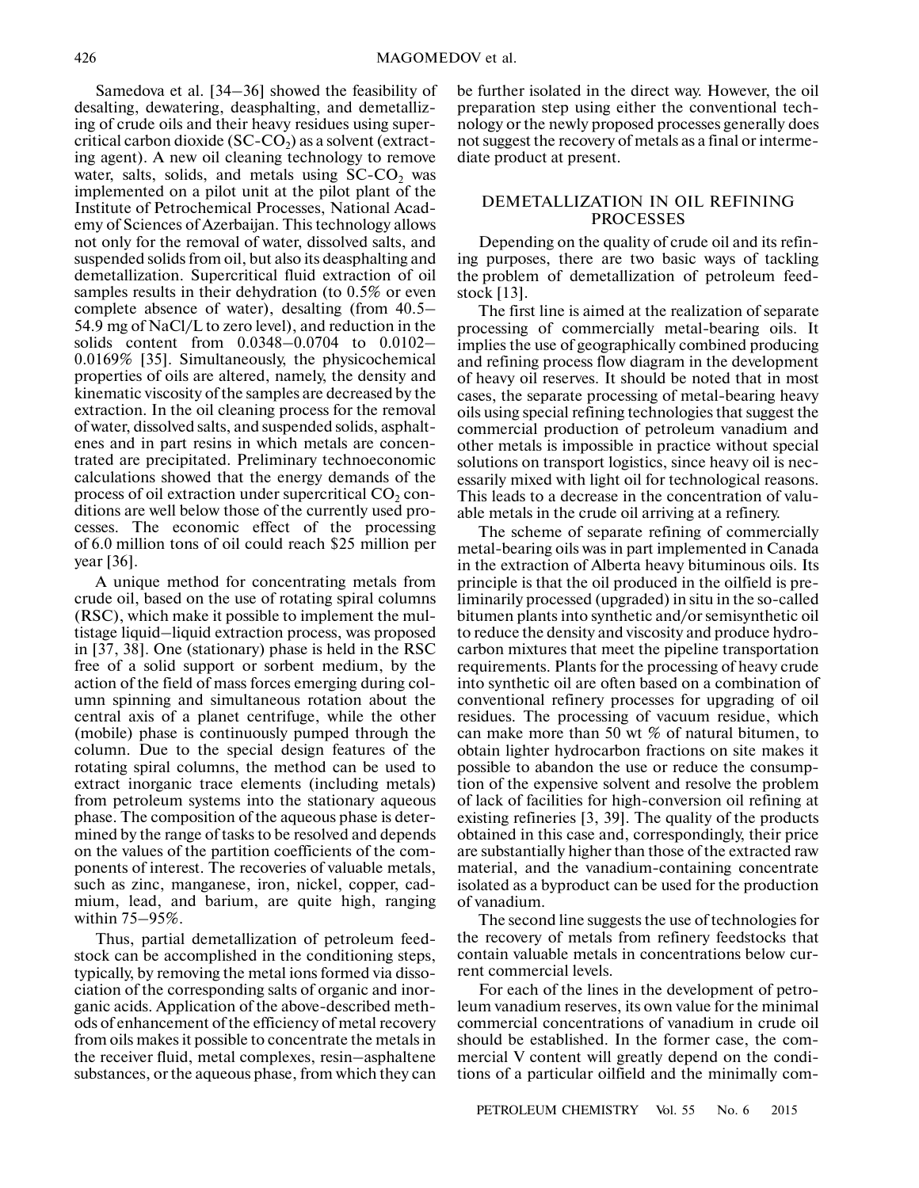Samedova et al. [34–36] showed the feasibility of desalting, dewatering, deasphalting, and demetallizing of crude oils and their heavy residues using supercritical carbon dioxide (SC-$CO_2$) as a solvent (extracting agent). A new oil cleaning technology to remove water, salts, solids, and metals using SC-$CO_2$ was implemented on a pilot unit at the pilot plant of the Institute of Petrochemical Processes, National Academy of Sciences of Azerbaijan. This technology allows not only for the removal of water, dissolved salts, and suspended solids from oil, but also its deasphalting and demetallization. Supercritical fluid extraction of oil samples results in their dehydration (to 0.5% or even complete absence of water), desalting (from 40.5–54.9 mg of NaCl/L to zero level), and reduction in the solids content from 0.0348–0.0704 to 0.0102–0.0169% [35]. Simultaneously, the physicochemical properties of oils are altered, namely, the density and kinematic viscosity of the samples are decreased by the extraction. In the oil cleaning process for the removal of water, dissolved salts, and suspended solids, asphaltenes and in part resins in which metals are concentrated are precipitated. Preliminary technoeconomic calculations showed that the energy demands of the process of oil extraction under supercritical $CO_2$ conditions are well below those of the currently used processes. The economic effect of the processing of 6.0 million tons of oil could reach \$25 million per year [36].

A unique method for concentrating metals from crude oil, based on the use of rotating spiral columns (RSC), which make it possible to implement the multistage liquid–liquid extraction process, was proposed in [37, 38]. One (stationary) phase is held in the RSC free of a solid support or sorbent medium, by the action of the field of mass forces emerging during column spinning and simultaneous rotation about the central axis of a planet centrifuge, while the other (mobile) phase is continuously pumped through the column. Due to the special design features of the rotating spiral columns, the method can be used to extract inorganic trace elements (including metals) from petroleum systems into the stationary aqueous phase. The composition of the aqueous phase is determined by the range of tasks to be resolved and depends on the values of the partition coefficients of the components of interest. The recoveries of valuable metals, such as zinc, manganese, iron, nickel, copper, cadmium, lead, and barium, are quite high, ranging within 75–95%.

Thus, partial demetallization of petroleum feedstock can be accomplished in the conditioning steps, typically, by removing the metal ions formed via dissociation of the corresponding salts of organic and inorganic acids. Application of the above-described methods of enhancement of the efficiency of metal recovery from oils makes it possible to concentrate the metals in the receiver fluid, metal complexes, resin–asphaltene substances, or the aqueous phase, from which they can be further isolated in the direct way. However, the oil preparation step using either the conventional technology or the newly proposed processes generally does not suggest the recovery of metals as a final or intermediate product at present.

## DEMETALLIZATION IN OIL REFINING PROCESSES

Depending on the quality of crude oil and its refining purposes, there are two basic ways of tackling the problem of demetallization of petroleum feedstock [13].

The first line is aimed at the realization of separate processing of commercially metal-bearing oils. It implies the use of geographically combined producing and refining process flow diagram in the development of heavy oil reserves. It should be noted that in most cases, the separate processing of metal-bearing heavy oils using special refining technologies that suggest the commercial production of petroleum vanadium and other metals is impossible in practice without special solutions on transport logistics, since heavy oil is necessarily mixed with light oil for technological reasons. This leads to a decrease in the concentration of valuable metals in the crude oil arriving at a refinery.

The scheme of separate refining of commercially metal-bearing oils was in part implemented in Canada in the extraction of Alberta heavy bituminous oils. Its principle is that the oil produced in the oilfield is preliminarily processed (upgraded) in situ in the so-called bitumen plants into synthetic and/or semisynthetic oil to reduce the density and viscosity and produce hydrocarbon mixtures that meet the pipeline transportation requirements. Plants for the processing of heavy crude into synthetic oil are often based on a combination of conventional refinery processes for upgrading of oil residues. The processing of vacuum residue, which can make more than 50 wt % of natural bitumen, to obtain lighter hydrocarbon fractions on site makes it possible to abandon the use or reduce the consumption of the expensive solvent and resolve the problem of lack of facilities for high-conversion oil refining at existing refineries [3, 39]. The quality of the products obtained in this case and, correspondingly, their price are substantially higher than those of the extracted raw material, and the vanadium-containing concentrate isolated as a byproduct can be used for the production of vanadium.

The second line suggests the use of technologies for the recovery of metals from refinery feedstocks that contain valuable metals in concentrations below current commercial levels.

For each of the lines in the development of petroleum vanadium reserves, its own value for the minimal commercial concentrations of vanadium in crude oil should be established. In the former case, the commercial V content will greatly depend on the conditions of a particular oilfield and the minimally com-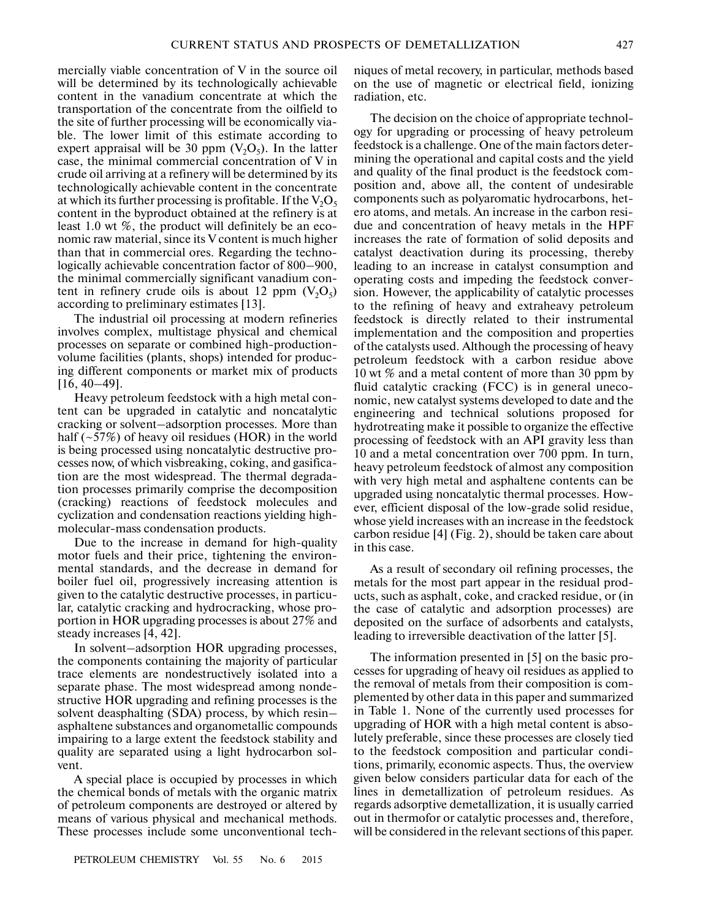mercially viable concentration of V in the source oil will be determined by its technologically achievable content in the vanadium concentrate at which the transportation of the concentrate from the oilfield to the site of further processing will be economically viable. The lower limit of this estimate according to expert appraisal will be 30 ppm ($V_2O_5$). In the latter case, the minimal commercial concentration of V in crude oil arriving at a refinery will be determined by its technologically achievable content in the concentrate at which its further processing is profitable. If the $V_2O_5$ content in the byproduct obtained at the refinery is at least 1.0 wt %, the product will definitely be an economic raw material, since its V content is much higher than that in commercial ores. Regarding the technologically achievable concentration factor of 800–900, the minimal commercially significant vanadium content in refinery crude oils is about 12 ppm ($V_2O_5$) according to preliminary estimates [13].

The industrial oil processing at modern refineries involves complex, multistage physical and chemical processes on separate or combined high-production-volume facilities (plants, shops) intended for producing different components or market mix of products [16, 40–49].

Heavy petroleum feedstock with a high metal content can be upgraded in catalytic and noncatalytic cracking or solvent–adsorption processes. More than half (~57%) of heavy oil residues (HOR) in the world is being processed using noncatalytic destructive processes now, of which visbreaking, coking, and gasification are the most widespread. The thermal degradation processes primarily comprise the decomposition (cracking) reactions of feedstock molecules and cyclization and condensation reactions yielding high-molecular-mass condensation products.

Due to the increase in demand for high-quality motor fuels and their price, tightening the environmental standards, and the decrease in demand for boiler fuel oil, progressively increasing attention is given to the catalytic destructive processes, in particular, catalytic cracking and hydrocracking, whose proportion in HOR upgrading processes is about 27% and steady increases [4, 42].

In solvent–adsorption HOR upgrading processes, the components containing the majority of particular trace elements are nondestructively isolated into a separate phase. The most widespread among nondestructive HOR upgrading and refining processes is the solvent deasphalting (SDA) process, by which resin–asphaltene substances and organometallic compounds impairing to a large extent the feedstock stability and quality are separated using a light hydrocarbon solvent.

A special place is occupied by processes in which the chemical bonds of metals with the organic matrix of petroleum components are destroyed or altered by means of various physical and mechanical methods. These processes include some unconventional techniques of metal recovery, in particular, methods based on the use of magnetic or electrical field, ionizing radiation, etc.

The decision on the choice of appropriate technology for upgrading or processing of heavy petroleum feedstock is a challenge. One of the main factors determining the operational and capital costs and the yield and quality of the final product is the feedstock composition and, above all, the content of undesirable components such as polyaromatic hydrocarbons, hetero atoms, and metals. An increase in the carbon residue and concentration of heavy metals in the HPF increases the rate of formation of solid deposits and catalyst deactivation during its processing, thereby leading to an increase in catalyst consumption and operating costs and impeding the feedstock conversion. However, the applicability of catalytic processes to the refining of heavy and extraheavy petroleum feedstock is directly related to their instrumental implementation and the composition and properties of the catalysts used. Although the processing of heavy petroleum feedstock with a carbon residue above 10 wt % and a metal content of more than 30 ppm by fluid catalytic cracking (FCC) is in general uneconomic, new catalyst systems developed to date and the engineering and technical solutions proposed for hydrotreating make it possible to organize the effective processing of feedstock with an API gravity less than 10 and a metal concentration over 700 ppm. In turn, heavy petroleum feedstock of almost any composition with very high metal and asphaltene contents can be upgraded using noncatalytic thermal processes. However, efficient disposal of the low-grade solid residue, whose yield increases with an increase in the feedstock carbon residue [4] (Fig. 2), should be taken care about in this case.

As a result of secondary oil refining processes, the metals for the most part appear in the residual products, such as asphalt, coke, and cracked residue, or (in the case of catalytic and adsorption processes) are deposited on the surface of adsorbents and catalysts, leading to irreversible deactivation of the latter [5].

The information presented in [5] on the basic processes for upgrading of heavy oil residues as applied to the removal of metals from their composition is complemented by other data in this paper and summarized in Table 1. None of the currently used processes for upgrading of HOR with a high metal content is absolutely preferable, since these processes are closely tied to the feedstock composition and particular conditions, primarily, economic aspects. Thus, the overview given below considers particular data for each of the lines in demetallization of petroleum residues. As regards adsorptive demetallization, it is usually carried out in thermofor or catalytic processes and, therefore, will be considered in the relevant sections of this paper.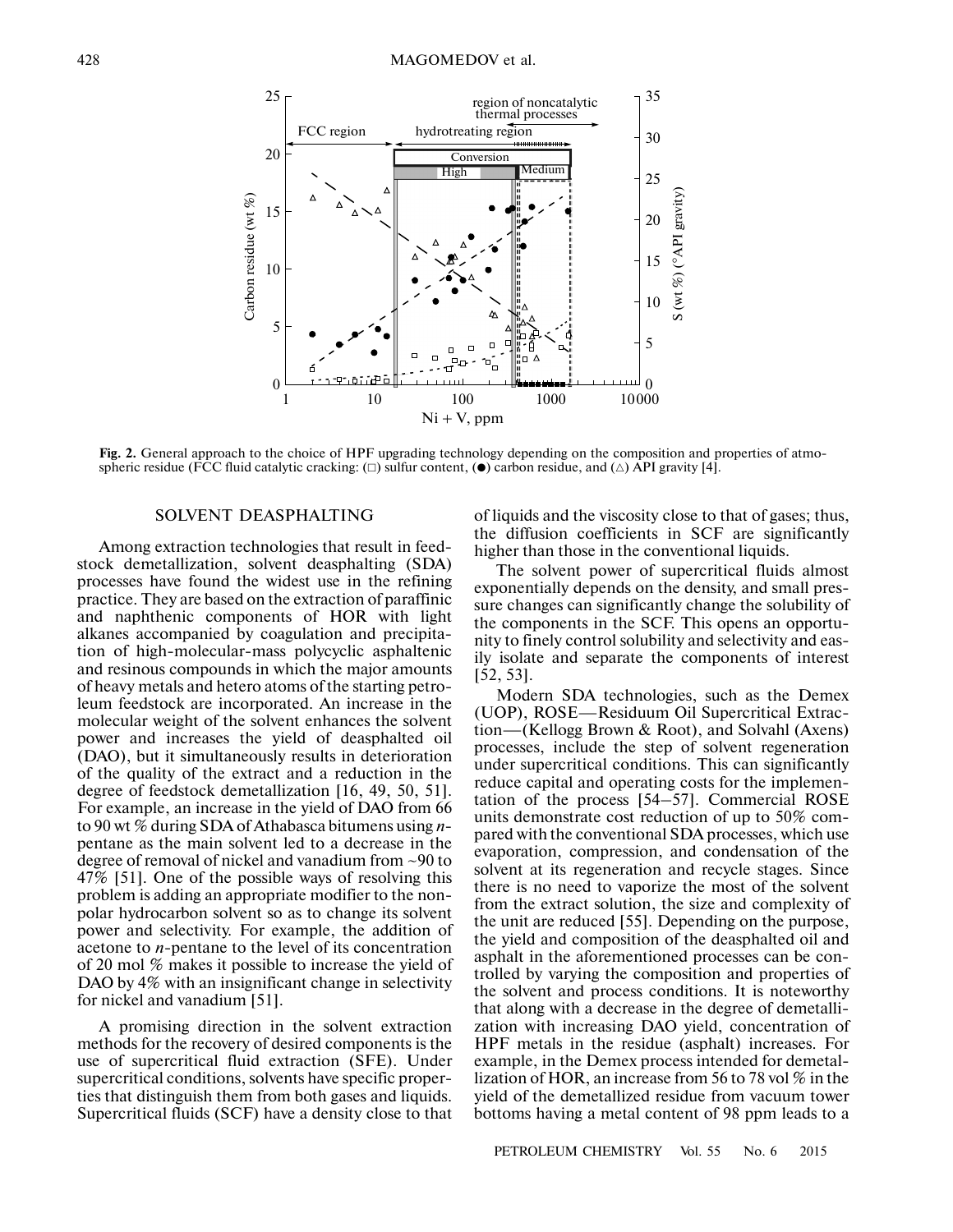**Fig. 2.** General approach to the choice of HPF upgrading technology depending on the composition and properties of atmospheric residue (FCC fluid catalytic cracking: (□) sulfur content, (●) carbon residue, and (△) API gravity [4].

## SOLVENT DEASPHALTING

Among extraction technologies that result in feedstock demetallization, solvent deasphalting (SDA) processes have found the widest use in the refining practice. They are based on the extraction of paraffinic and naphthenic components of HOR with light alkanes accompanied by coagulation and precipitation of high-molecular-mass polycyclic asphaltenic and resinous compounds in which the major amounts of heavy metals and hetero atoms of the starting petroleum feedstock are incorporated. An increase in the molecular weight of the solvent enhances the solvent power and increases the yield of deasphalted oil (DAO), but it simultaneously results in deterioration of the quality of the extract and a reduction in the degree of feedstock demetallization [16, 49, 50, 51]. For example, an increase in the yield of DAO from 66 to 90 wt % during SDA of Athabasca bitumens using *n*-pentane as the main solvent led to a decrease in the degree of removal of nickel and vanadium from ~90 to 47% [51]. One of the possible ways of resolving this problem is adding an appropriate modifier to the nonpolar hydrocarbon solvent so as to change its solvent power and selectivity. For example, the addition of acetone to *n*-pentane to the level of its concentration of 20 mol % makes it possible to increase the yield of DAO by 4% with an insignificant change in selectivity for nickel and vanadium [51].

A promising direction in the solvent extraction methods for the recovery of desired components is the use of supercritical fluid extraction (SFE). Under supercritical conditions, solvents have specific properties that distinguish them from both gases and liquids. Supercritical fluids (SCF) have a density close to that of liquids and the viscosity close to that of gases; thus, the diffusion coefficients in SCF are significantly higher than those in the conventional liquids.

The solvent power of supercritical fluids almost exponentially depends on the density, and small pressure changes can significantly change the solubility of the components in the SCF. This opens an opportunity to finely control solubility and selectivity and easily isolate and separate the components of interest [52, 53].

Modern SDA technologies, such as the Demex (UOP), ROSE—Residuum Oil Supercritical Extraction—(Kellogg Brown & Root), and Solvahl (Axens) processes, include the step of solvent regeneration under supercritical conditions. This can significantly reduce capital and operating costs for the implementation of the process [54–57]. Commercial ROSE units demonstrate cost reduction of up to 50% compared with the conventional SDA processes, which use evaporation, compression, and condensation of the solvent at its regeneration and recycle stages. Since there is no need to vaporize the most of the solvent from the extract solution, the size and complexity of the unit are reduced [55]. Depending on the purpose, the yield and composition of the deasphalted oil and asphalt in the aforementioned processes can be controlled by varying the composition and properties of the solvent and process conditions. It is noteworthy that along with a decrease in the degree of demetallization with increasing DAO yield, concentration of HPF metals in the residue (asphalt) increases. For example, in the Demex process intended for demetallization of HOR, an increase from 56 to 78 vol % in the yield of the demetallized residue from vacuum tower bottoms having a metal content of 98 ppm leads to a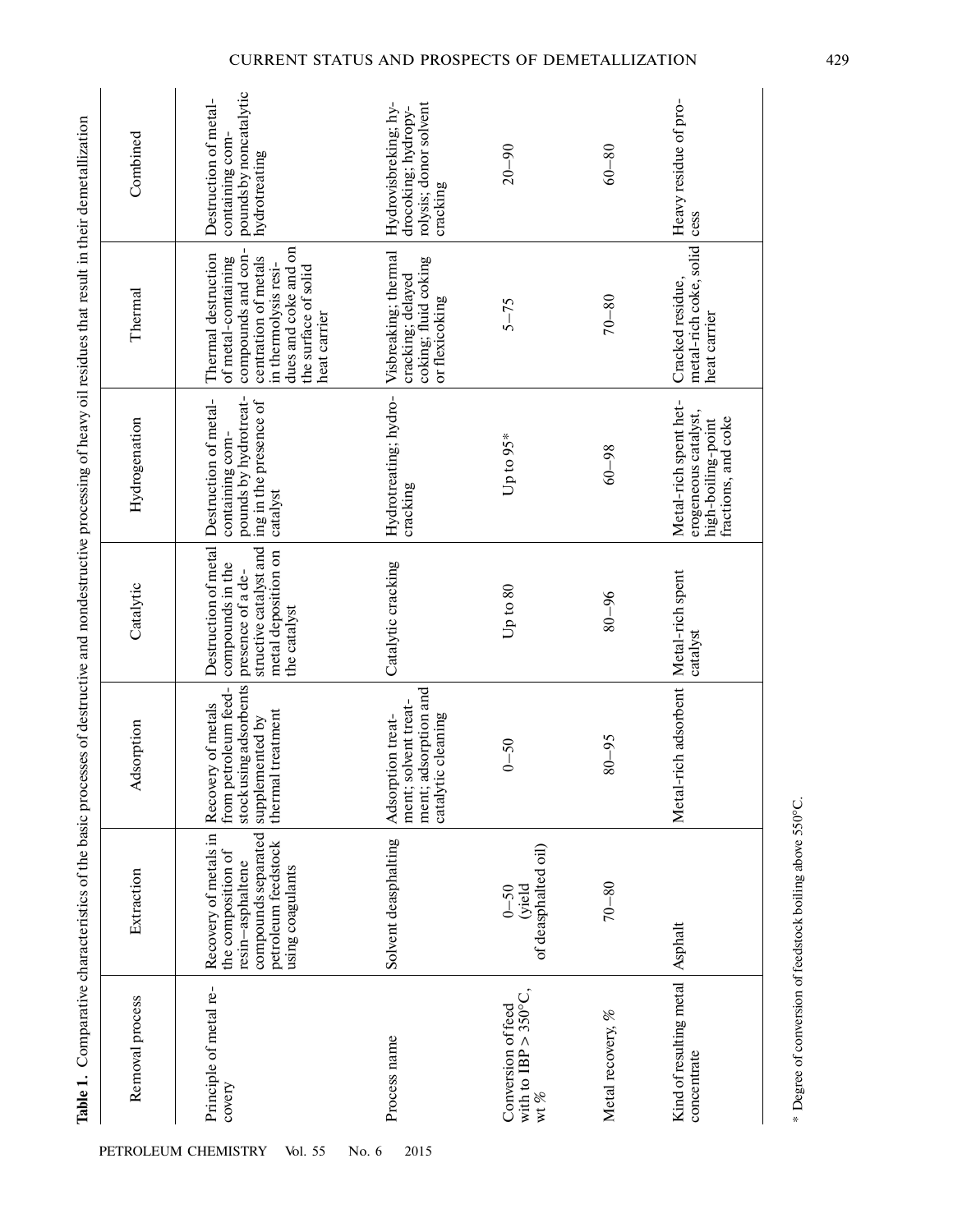**Table 1.** Comparative characteristics of the basic processes of destructive and nondestructive processing of heavy oil residues that result in their demetallization

| Removal process | Extraction | Adsorption | Catalytic | Hydrogenation | Thermal | Combined |
|---|---|---|---|---|---|---|
| Principle of metal recovery | Recovery of metals in the composition of resin–asphaltene compounds separated petroleum feedstock using coagulants | Recovery of metals from petroleum feedstock using adsorbents supplemented by thermal treatment | Destruction of metal compounds in the presence of a destructive catalyst and metal deposition on the catalyst | Destruction of metal-containing compounds by hydrotreating in the presence of catalyst | Thermal destruction of metal-containing compounds and concentration of metals in thermolysis residues and coke and on the surface of solid heat carrier | Destruction of metal-containing compounds by noncatalytic hydrotreating |
| Process name | Solvent deasphalting | Adsorption treatment; solvent treatment; adsorption and catalytic cleaning | Catalytic cracking | Hydrotreating; hydrocracking | Visbreaking; thermal cracking; delayed coking; fluid coking or flexicoking | Hydrovisbreking; hydrocoking; hydropyrolysis; donor solvent cracking |
| Conversion of feed with to IBP > 350°C, wt % | 0–50 (yield of deasphalted oil) | 0–50 | Up to 80 | Up to 95* | 5–75 | 20–90 |
| Metal recovery, % | 70–80 | 80–95 | 80–96 | 60–98 | 70–80 | 60–80 |
| Kind of resulting metal concentrate | Asphalt | Metal-rich adsorbent | Metal-rich spent catalyst | Metal-rich spent heterogeneous catalyst, high-boiling-point fractions, and coke | Cracked residue, metal-rich coke, solid heat carrier | Heavy residue of process |

\* Degree of conversion of feedstock boiling above 550°C.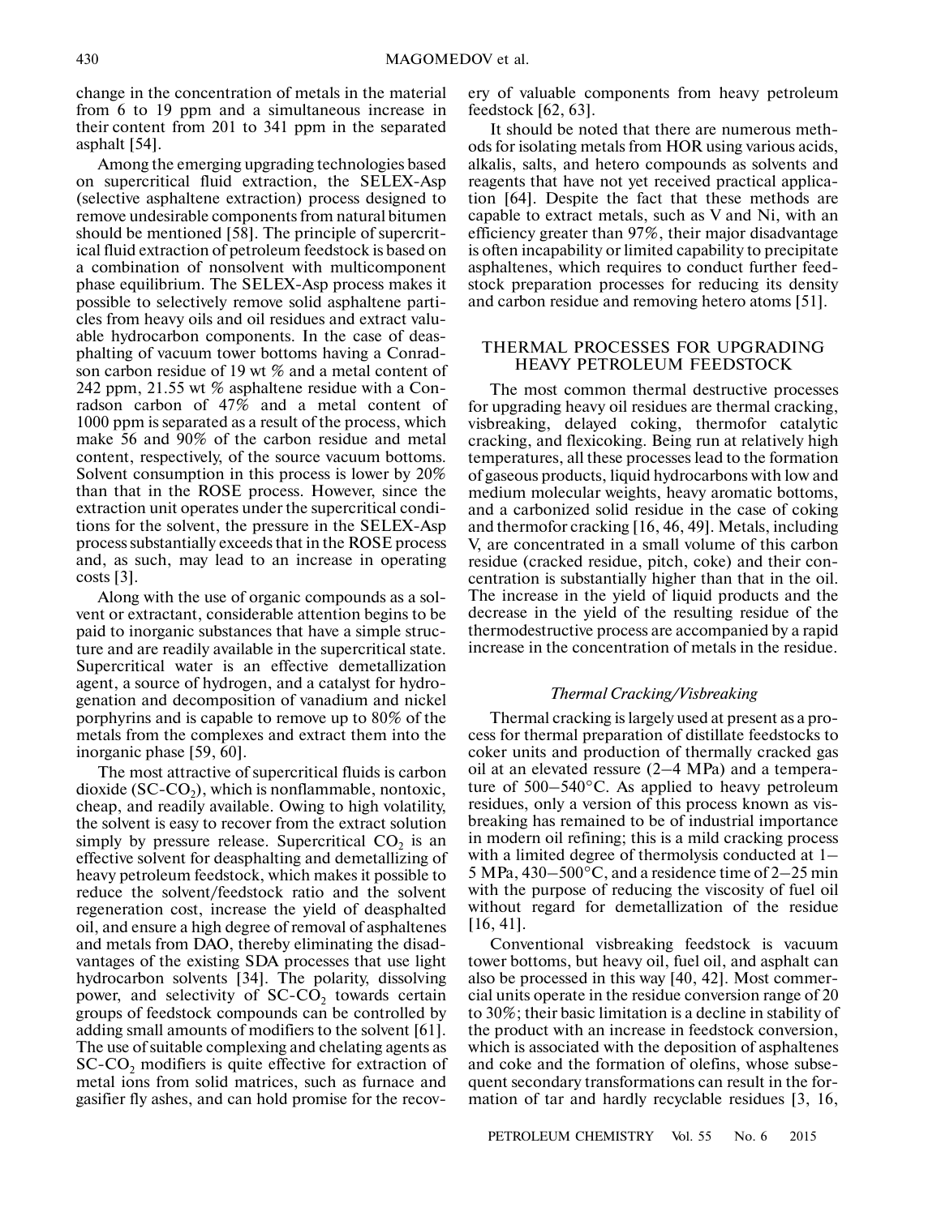change in the concentration of metals in the material from 6 to 19 ppm and a simultaneous increase in their content from 201 to 341 ppm in the separated asphalt [54].

Among the emerging upgrading technologies based on supercritical fluid extraction, the SELEX-Asp (selective asphaltene extraction) process designed to remove undesirable components from natural bitumen should be mentioned [58]. The principle of supercritical fluid extraction of petroleum feedstock is based on a combination of nonsolvent with multicomponent phase equilibrium. The SELEX-Asp process makes it possible to selectively remove solid asphaltene particles from heavy oils and oil residues and extract valuable hydrocarbon components. In the case of deasphalting of vacuum tower bottoms having a Conradson carbon residue of 19 wt % and a metal content of 242 ppm, 21.55 wt % asphaltene residue with a Conradson carbon of 47% and a metal content of 1000 ppm is separated as a result of the process, which make 56 and 90% of the carbon residue and metal content, respectively, of the source vacuum bottoms. Solvent consumption in this process is lower by 20% than that in the ROSE process. However, since the extraction unit operates under the supercritical conditions for the solvent, the pressure in the SELEX-Asp process substantially exceeds that in the ROSE process and, as such, may lead to an increase in operating costs [3].

Along with the use of organic compounds as a solvent or extractant, considerable attention begins to be paid to inorganic substances that have a simple structure and are readily available in the supercritical state. Supercritical water is an effective demetallization agent, a source of hydrogen, and a catalyst for hydrogenation and decomposition of vanadium and nickel porphyrins and is capable to remove up to 80% of the metals from the complexes and extract them into the inorganic phase [59, 60].

The most attractive of supercritical fluids is carbon dioxide (SC-$CO_2$), which is nonflammable, nontoxic, cheap, and readily available. Owing to high volatility, the solvent is easy to recover from the extract solution simply by pressure release. Supercritical $CO_2$ is an effective solvent for deasphalting and demetallizing of heavy petroleum feedstock, which makes it possible to reduce the solvent/feedstock ratio and the solvent regeneration cost, increase the yield of deasphalted oil, and ensure a high degree of removal of asphaltenes and metals from DAO, thereby eliminating the disadvantages of the existing SDA processes that use light hydrocarbon solvents [34]. The polarity, dissolving power, and selectivity of SC-$CO_2$ towards certain groups of feedstock compounds can be controlled by adding small amounts of modifiers to the solvent [61]. The use of suitable complexing and chelating agents as SC-$CO_2$ modifiers is quite effective for extraction of metal ions from solid matrices, such as furnace and gasifier fly ashes, and can hold promise for the recovery of valuable components from heavy petroleum feedstock [62, 63].

It should be noted that there are numerous methods for isolating metals from HOR using various acids, alkalis, salts, and hetero compounds as solvents and reagents that have not yet received practical application [64]. Despite the fact that these methods are capable to extract metals, such as V and Ni, with an efficiency greater than 97%, their major disadvantage is often incapability or limited capability to precipitate asphaltenes, which requires to conduct further feedstock preparation processes for reducing its density and carbon residue and removing hetero atoms [51].

## THERMAL PROCESSES FOR UPGRADING HEAVY PETROLEUM FEEDSTOCK

The most common thermal destructive processes for upgrading heavy oil residues are thermal cracking, visbreaking, delayed coking, thermofor catalytic cracking, and flexicoking. Being run at relatively high temperatures, all these processes lead to the formation of gaseous products, liquid hydrocarbons with low and medium molecular weights, heavy aromatic bottoms, and a carbonized solid residue in the case of coking and thermofor cracking [16, 46, 49]. Metals, including V, are concentrated in a small volume of this carbon residue (cracked residue, pitch, coke) and their concentration is substantially higher than that in the oil. The increase in the yield of liquid products and the decrease in the yield of the resulting residue of the thermodestructive process are accompanied by a rapid increase in the concentration of metals in the residue.

### *Thermal Cracking/Visbreaking*

Thermal cracking is largely used at present as a process for thermal preparation of distillate feedstocks to coker units and production of thermally cracked gas oil at an elevated ressure (2–4 MPa) and a temperature of 500–540°C. As applied to heavy petroleum residues, only a version of this process known as visbreaking has remained to be of industrial importance in modern oil refining; this is a mild cracking process with a limited degree of thermolysis conducted at 1–5 MPa, 430–500°C, and a residence time of 2–25 min with the purpose of reducing the viscosity of fuel oil without regard for demetallization of the residue [16, 41].

Conventional visbreaking feedstock is vacuum tower bottoms, but heavy oil, fuel oil, and asphalt can also be processed in this way [40, 42]. Most commercial units operate in the residue conversion range of 20 to 30%; their basic limitation is a decline in stability of the product with an increase in feedstock conversion, which is associated with the deposition of asphaltenes and coke and the formation of olefins, whose subsequent secondary transformations can result in the formation of tar and hardly recyclable residues [3, 16,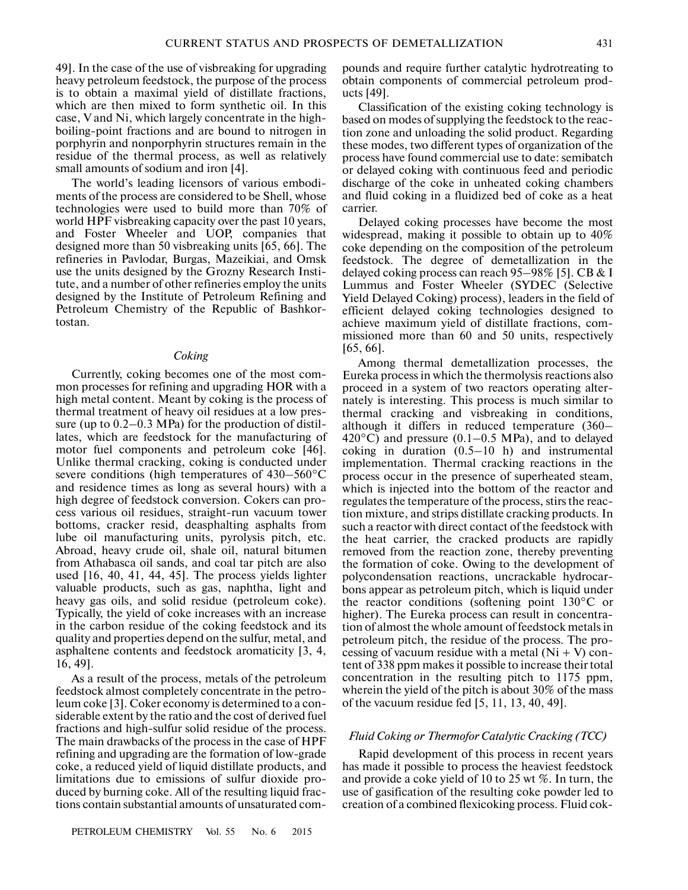49]. In the case of the use of visbreaking for upgrading heavy petroleum feedstock, the purpose of the process is to obtain a maximal yield of distillate fractions, which are then mixed to form synthetic oil. In this case, V and Ni, which largely concentrate in the high-boiling-point fractions and are bound to nitrogen in porphyrin and nonporphyrin structures remain in the residue of the thermal process, as well as relatively small amounts of sodium and iron [4].

The world's leading licensors of various embodiments of the process are considered to be Shell, whose technologies were used to build more than 70% of world HPF visbreaking capacity over the past 10 years, and Foster Wheeler and UOP, companies that designed more than 50 visbreaking units [65, 66]. The refineries in Pavlodar, Burgas, Mazeikiai, and Omsk use the units designed by the Grozny Research Institute, and a number of other refineries employ the units designed by the Institute of Petroleum Refining and Petroleum Chemistry of the Republic of Bashkortostan.

### *Coking*

Currently, coking becomes one of the most common processes for refining and upgrading HOR with a high metal content. Meant by coking is the process of thermal treatment of heavy oil residues at a low pressure (up to 0.2–0.3 MPa) for the production of distillates, which are feedstock for the manufacturing of motor fuel components and petroleum coke [46]. Unlike thermal cracking, coking is conducted under severe conditions (high temperatures of 430–560°C and residence times as long as several hours) with a high degree of feedstock conversion. Cokers can process various oil residues, straight-run vacuum tower bottoms, cracker resid, deasphalting asphalts from lube oil manufacturing units, pyrolysis pitch, etc. Abroad, heavy crude oil, shale oil, natural bitumen from Athabasca oil sands, and coal tar pitch are also used [16, 40, 41, 44, 45]. The process yields lighter valuable products, such as gas, naphtha, light and heavy gas oils, and solid residue (petroleum coke). Typically, the yield of coke increases with an increase in the carbon residue of the coking feedstock and its quality and properties depend on the sulfur, metal, and asphaltene contents and feedstock aromaticity [3, 4, 16, 49].

As a result of the process, metals of the petroleum feedstock almost completely concentrate in the petroleum coke [3]. Coker economy is determined to a considerable extent by the ratio and the cost of derived fuel fractions and high-sulfur solid residue of the process. The main drawbacks of the process in the case of HPF refining and upgrading are the formation of low-grade coke, a reduced yield of liquid distillate products, and limitations due to emissions of sulfur dioxide produced by burning coke. All of the resulting liquid fractions contain substantial amounts of unsaturated compounds and require further catalytic hydrotreating to obtain components of commercial petroleum products [49].

Classification of the existing coking technology is based on modes of supplying the feedstock to the reaction zone and unloading the solid product. Regarding these modes, two different types of organization of the process have found commercial use to date: semibatch or delayed coking with continuous feed and periodic discharge of the coke in unheated coking chambers and fluid coking in a fluidized bed of coke as a heat carrier.

Delayed coking processes have become the most widespread, making it possible to obtain up to 40% coke depending on the composition of the petroleum feedstock. The degree of demetallization in the delayed coking process can reach 95–98% [5]. CB & I Lummus and Foster Wheeler (SYDEC (Selective Yield Delayed Coking) process), leaders in the field of efficient delayed coking technologies designed to achieve maximum yield of distillate fractions, commissioned more than 60 and 50 units, respectively [65, 66].

Among thermal demetallization processes, the Eureka process in which the thermolysis reactions also proceed in a system of two reactors operating alternately is interesting. This process is much similar to thermal cracking and visbreaking in conditions, although it differs in reduced temperature (360–420°C) and pressure (0.1–0.5 MPa), and to delayed coking in duration (0.5–10 h) and instrumental implementation. Thermal cracking reactions in the process occur in the presence of superheated steam, which is injected into the bottom of the reactor and regulates the temperature of the process, stirs the reaction mixture, and strips distillate cracking products. In such a reactor with direct contact of the feedstock with the heat carrier, the cracked products are rapidly removed from the reaction zone, thereby preventing the formation of coke. Owing to the development of polycondensation reactions, uncrackable hydrocarbons appear as petroleum pitch, which is liquid under the reactor conditions (softening point 130°C or higher). The Eureka process can result in concentration of almost the whole amount of feedstock metals in petroleum pitch, the residue of the process. The processing of vacuum residue with a metal (Ni + V) content of 338 ppm makes it possible to increase their total concentration in the resulting pitch to 1175 ppm, wherein the yield of the pitch is about 30% of the mass of the vacuum residue fed [5, 11, 13, 40, 49].

### *Fluid Coking or Thermofor Catalytic Cracking (TCC)*

Rapid development of this process in recent years has made it possible to process the heaviest feedstock and provide a coke yield of 10 to 25 wt %. In turn, the use of gasification of the resulting coke powder led to creation of a combined flexicoking process. Fluid cok-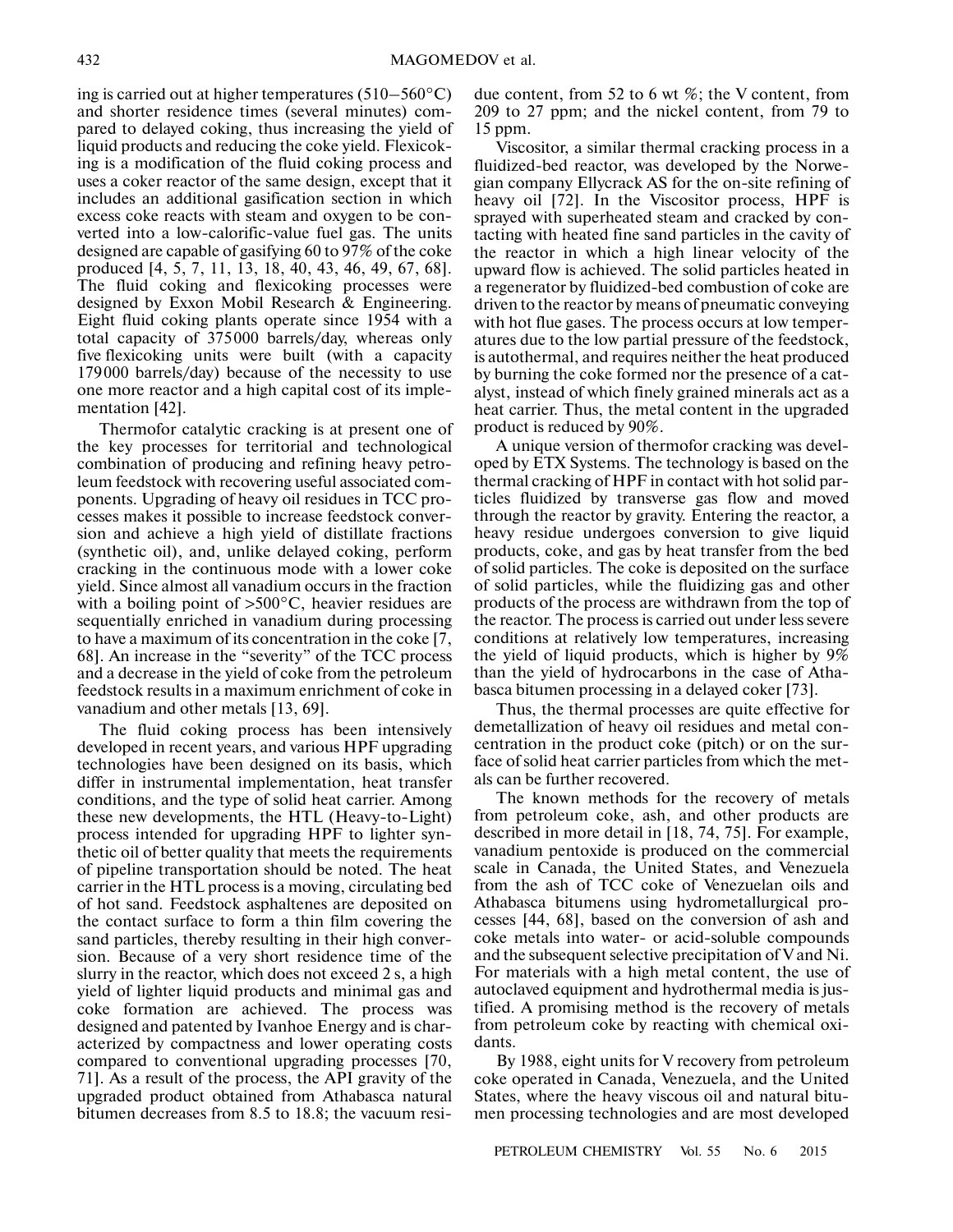ing is carried out at higher temperatures (510–560°C) and shorter residence times (several minutes) compared to delayed coking, thus increasing the yield of liquid products and reducing the coke yield. Flexicoking is a modification of the fluid coking process and uses a coker reactor of the same design, except that it includes an additional gasification section in which excess coke reacts with steam and oxygen to be converted into a low-calorific-value fuel gas. The units designed are capable of gasifying 60 to 97% of the coke produced [4, 5, 7, 11, 13, 18, 40, 43, 46, 49, 67, 68]. The fluid coking and flexicoking processes were designed by Exxon Mobil Research & Engineering. Eight fluid coking plants operate since 1954 with a total capacity of 375000 barrels/day, whereas only five flexicoking units were built (with a capacity 179000 barrels/day) because of the necessity to use one more reactor and a high capital cost of its implementation [42].

Thermofor catalytic cracking is at present one of the key processes for territorial and technological combination of producing and refining heavy petroleum feedstock with recovering useful associated components. Upgrading of heavy oil residues in TCC processes makes it possible to increase feedstock conversion and achieve a high yield of distillate fractions (synthetic oil), and, unlike delayed coking, perform cracking in the continuous mode with a lower coke yield. Since almost all vanadium occurs in the fraction with a boiling point of >500°C, heavier residues are sequentially enriched in vanadium during processing to have a maximum of its concentration in the coke [7, 68]. An increase in the "severity" of the TCC process and a decrease in the yield of coke from the petroleum feedstock results in a maximum enrichment of coke in vanadium and other metals [13, 69].

The fluid coking process has been intensively developed in recent years, and various HPF upgrading technologies have been designed on its basis, which differ in instrumental implementation, heat transfer conditions, and the type of solid heat carrier. Among these new developments, the HTL (Heavy-to-Light) process intended for upgrading HPF to lighter synthetic oil of better quality that meets the requirements of pipeline transportation should be noted. The heat carrier in the HTL process is a moving, circulating bed of hot sand. Feedstock asphaltenes are deposited on the contact surface to form a thin film covering the sand particles, thereby resulting in their high conversion. Because of a very short residence time of the slurry in the reactor, which does not exceed 2 s, a high yield of lighter liquid products and minimal gas and coke formation are achieved. The process was designed and patented by Ivanhoe Energy and is characterized by compactness and lower operating costs compared to conventional upgrading processes [70, 71]. As a result of the process, the API gravity of the upgraded product obtained from Athabasca natural bitumen decreases from 8.5 to 18.8; the vacuum residue content, from 52 to 6 wt %; the V content, from 209 to 27 ppm; and the nickel content, from 79 to 15 ppm.

Viscositor, a similar thermal cracking process in a fluidized-bed reactor, was developed by the Norwegian company Ellycrack AS for the on-site refining of heavy oil [72]. In the Viscositor process, HPF is sprayed with superheated steam and cracked by contacting with heated fine sand particles in the cavity of the reactor in which a high linear velocity of the upward flow is achieved. The solid particles heated in a regenerator by fluidized-bed combustion of coke are driven to the reactor by means of pneumatic conveying with hot flue gases. The process occurs at low temperatures due to the low partial pressure of the feedstock, is autothermal, and requires neither the heat produced by burning the coke formed nor the presence of a catalyst, instead of which finely grained minerals act as a heat carrier. Thus, the metal content in the upgraded product is reduced by 90%.

A unique version of thermofor cracking was developed by ETX Systems. The technology is based on the thermal cracking of HPF in contact with hot solid particles fluidized by transverse gas flow and moved through the reactor by gravity. Entering the reactor, a heavy residue undergoes conversion to give liquid products, coke, and gas by heat transfer from the bed of solid particles. The coke is deposited on the surface of solid particles, while the fluidizing gas and other products of the process are withdrawn from the top of the reactor. The process is carried out under less severe conditions at relatively low temperatures, increasing the yield of liquid products, which is higher by 9% than the yield of hydrocarbons in the case of Athabasca bitumen processing in a delayed coker [73].

Thus, the thermal processes are quite effective for demetallization of heavy oil residues and metal concentration in the product coke (pitch) or on the surface of solid heat carrier particles from which the metals can be further recovered.

The known methods for the recovery of metals from petroleum coke, ash, and other products are described in more detail in [18, 74, 75]. For example, vanadium pentoxide is produced on the commercial scale in Canada, the United States, and Venezuela from the ash of TCC coke of Venezuelan oils and Athabasca bitumens using hydrometallurgical processes [44, 68], based on the conversion of ash and coke metals into water- or acid-soluble compounds and the subsequent selective precipitation of V and Ni. For materials with a high metal content, the use of autoclaved equipment and hydrothermal media is justified. A promising method is the recovery of metals from petroleum coke by reacting with chemical oxidants.

By 1988, eight units for V recovery from petroleum coke operated in Canada, Venezuela, and the United States, where the heavy viscous oil and natural bitumen processing technologies and are most developed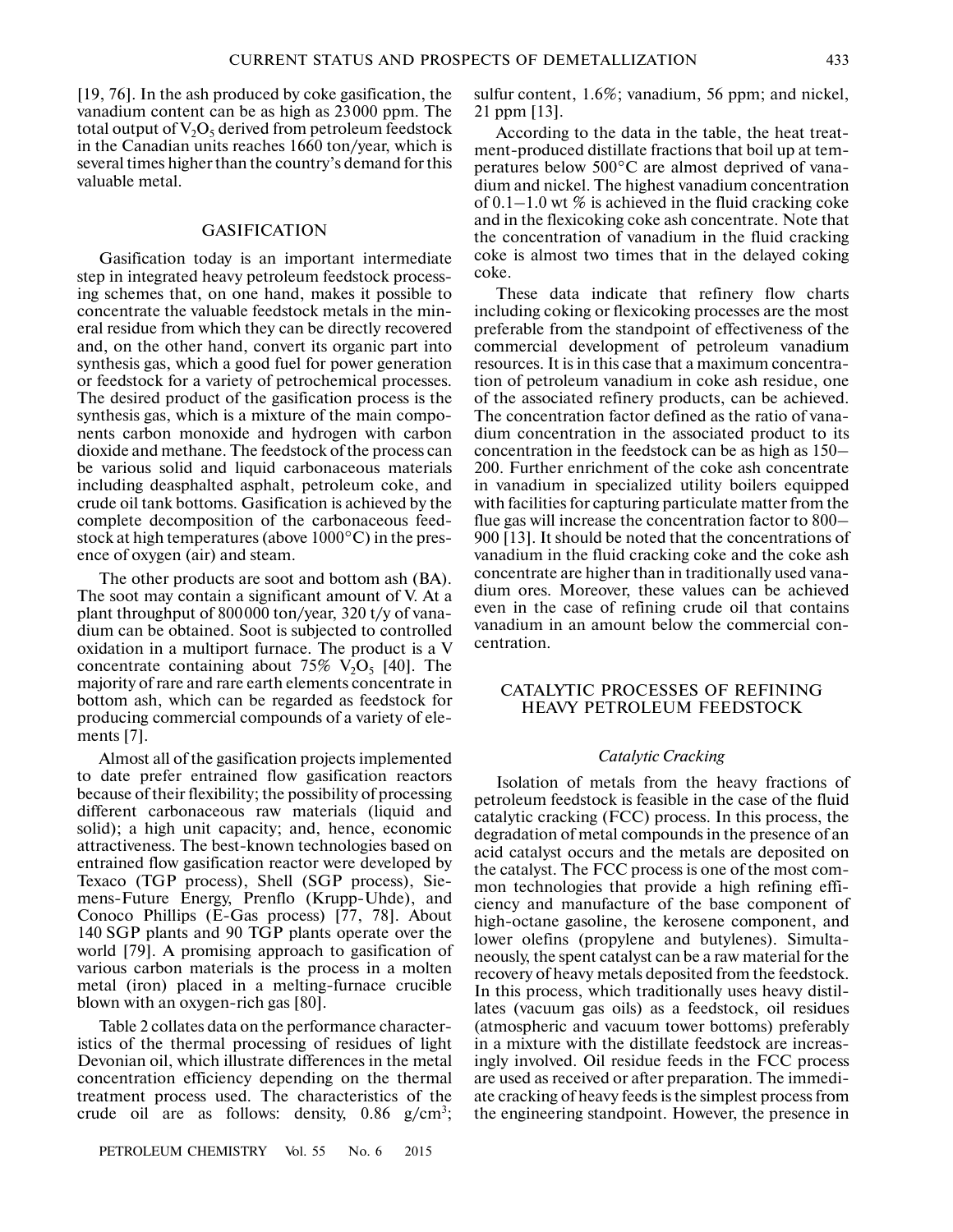[19, 76]. In the ash produced by coke gasification, the vanadium content can be as high as 23000 ppm. The total output of $V_2O_5$ derived from petroleum feedstock in the Canadian units reaches 1660 ton/year, which is several times higher than the country's demand for this valuable metal.

## GASIFICATION

Gasification today is an important intermediate step in integrated heavy petroleum feedstock processing schemes that, on one hand, makes it possible to concentrate the valuable feedstock metals in the mineral residue from which they can be directly recovered and, on the other hand, convert its organic part into synthesis gas, which a good fuel for power generation or feedstock for a variety of petrochemical processes. The desired product of the gasification process is the synthesis gas, which is a mixture of the main components carbon monoxide and hydrogen with carbon dioxide and methane. The feedstock of the process can be various solid and liquid carbonaceous materials including deasphalted asphalt, petroleum coke, and crude oil tank bottoms. Gasification is achieved by the complete decomposition of the carbonaceous feedstock at high temperatures (above 1000°C) in the presence of oxygen (air) and steam.

The other products are soot and bottom ash (BA). The soot may contain a significant amount of V. At a plant throughput of 800000 ton/year, 320 t/y of vanadium can be obtained. Soot is subjected to controlled oxidation in a multiport furnace. The product is a V concentrate containing about 75% $V_2O_5$ [40]. The majority of rare and rare earth elements concentrate in bottom ash, which can be regarded as feedstock for producing commercial compounds of a variety of elements [7].

Almost all of the gasification projects implemented to date prefer entrained flow gasification reactors because of their flexibility; the possibility of processing different carbonaceous raw materials (liquid and solid); a high unit capacity; and, hence, economic attractiveness. The best-known technologies based on entrained flow gasification reactor were developed by Texaco (TGP process), Shell (SGP process), Siemens-Future Energy, Prenflo (Krupp-Uhde), and Conoco Phillips (E-Gas process) [77, 78]. About 140 SGP plants and 90 TGP plants operate over the world [79]. A promising approach to gasification of various carbon materials is the process in a molten metal (iron) placed in a melting-furnace crucible blown with an oxygen-rich gas [80].

Table 2 collates data on the performance characteristics of the thermal processing of residues of light Devonian oil, which illustrate differences in the metal concentration efficiency depending on the thermal treatment process used. The characteristics of the crude oil are as follows: density, 0.86 g/cm$^3$; sulfur content, 1.6%; vanadium, 56 ppm; and nickel, 21 ppm [13].

According to the data in the table, the heat treatment-produced distillate fractions that boil up at temperatures below 500°C are almost deprived of vanadium and nickel. The highest vanadium concentration of 0.1–1.0 wt % is achieved in the fluid cracking coke and in the flexicoking coke ash concentrate. Note that the concentration of vanadium in the fluid cracking coke is almost two times that in the delayed coking coke.

These data indicate that refinery flow charts including coking or flexicoking processes are the most preferable from the standpoint of effectiveness of the commercial development of petroleum vanadium resources. It is in this case that a maximum concentration of petroleum vanadium in coke ash residue, one of the associated refinery products, can be achieved. The concentration factor defined as the ratio of vanadium concentration in the associated product to its concentration in the feedstock can be as high as 150–200. Further enrichment of the coke ash concentrate in vanadium in specialized utility boilers equipped with facilities for capturing particulate matter from the flue gas will increase the concentration factor to 800–900 [13]. It should be noted that the concentrations of vanadium in the fluid cracking coke and the coke ash concentrate are higher than in traditionally used vanadium ores. Moreover, these values can be achieved even in the case of refining crude oil that contains vanadium in an amount below the commercial concentration.

## CATALYTIC PROCESSES OF REFINING HEAVY PETROLEUM FEEDSTOCK

### *Catalytic Cracking*

Isolation of metals from the heavy fractions of petroleum feedstock is feasible in the case of the fluid catalytic cracking (FCC) process. In this process, the degradation of metal compounds in the presence of an acid catalyst occurs and the metals are deposited on the catalyst. The FCC process is one of the most common technologies that provide a high refining efficiency and manufacture of the base component of high-octane gasoline, the kerosene component, and lower olefins (propylene and butylenes). Simultaneously, the spent catalyst can be a raw material for the recovery of heavy metals deposited from the feedstock. In this process, which traditionally uses heavy distillates (vacuum gas oils) as a feedstock, oil residues (atmospheric and vacuum tower bottoms) preferably in a mixture with the distillate feedstock are increasingly involved. Oil residue feeds in the FCC process are used as received or after preparation. The immediate cracking of heavy feeds is the simplest process from the engineering standpoint. However, the presence in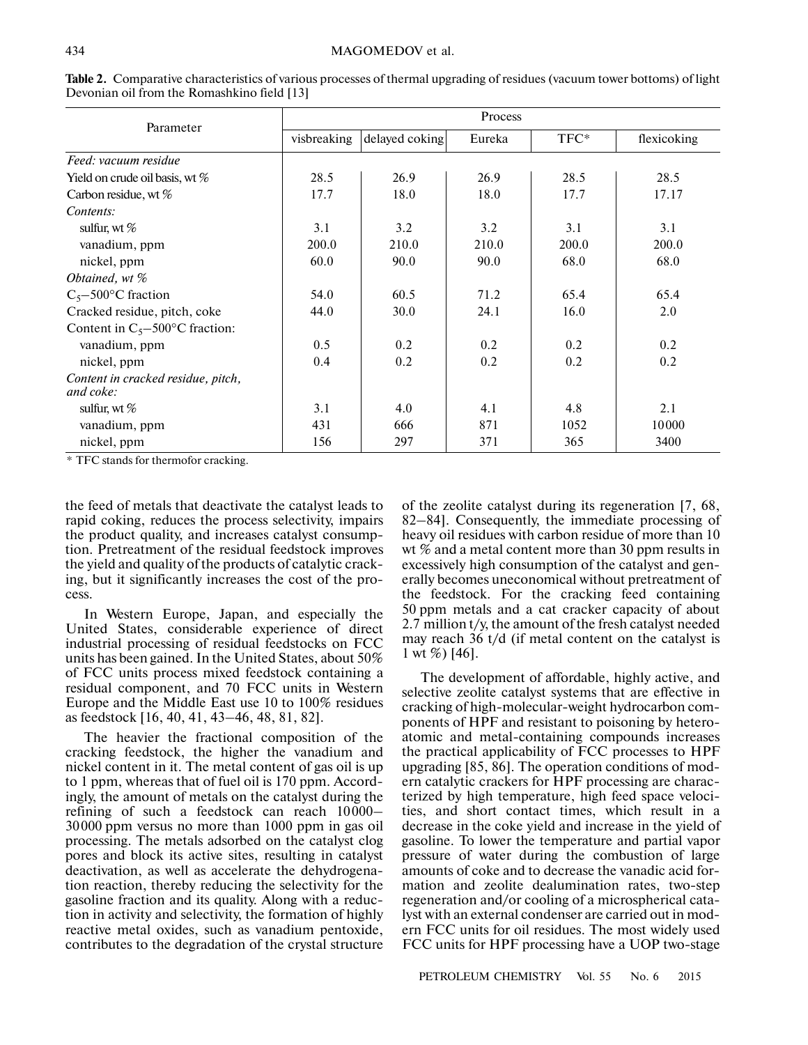**Table 2.** Comparative characteristics of various processes of thermal upgrading of residues (vacuum tower bottoms) of light Devonian oil from the Romashkino field [13]

| Parameter | Process | | | | |
|---|---|---|---|---|---|
| | visbreaking | delayed coking | Eureka | TFC* | flexicoking |
| *Feed: vacuum residue* | | | | | |
| Yield on crude oil basis, wt % | 28.5 | 26.9 | 26.9 | 28.5 | 28.5 |
| Carbon residue, wt % | 17.7 | 18.0 | 18.0 | 17.7 | 17.17 |
| *Contents:* | | | | | |
| sulfur, wt % | 3.1 | 3.2 | 3.2 | 3.1 | 3.1 |
| vanadium, ppm | 200.0 | 210.0 | 210.0 | 200.0 | 200.0 |
| nickel, ppm | 60.0 | 90.0 | 90.0 | 68.0 | 68.0 |
| *Obtained, wt %* | | | | | |
| $C_5$–500°C fraction | 54.0 | 60.5 | 71.2 | 65.4 | 65.4 |
| Cracked residue, pitch, coke | 44.0 | 30.0 | 24.1 | 16.0 | 2.0 |
| Content in $C_5$–500°C fraction: | | | | | |
| vanadium, ppm | 0.5 | 0.2 | 0.2 | 0.2 | 0.2 |
| nickel, ppm | 0.4 | 0.2 | 0.2 | 0.2 | 0.2 |
| *Content in cracked residue, pitch, and coke:* | | | | | |
| sulfur, wt % | 3.1 | 4.0 | 4.1 | 4.8 | 2.1 |
| vanadium, ppm | 431 | 666 | 871 | 1052 | 10000 |
| nickel, ppm | 156 | 297 | 371 | 365 | 3400 |

\* TFC stands for thermofor cracking.

the feed of metals that deactivate the catalyst leads to rapid coking, reduces the process selectivity, impairs the product quality, and increases catalyst consumption. Pretreatment of the residual feedstock improves the yield and quality of the products of catalytic cracking, but it significantly increases the cost of the process.

In Western Europe, Japan, and especially the United States, considerable experience of direct industrial processing of residual feedstocks on FCC units has been gained. In the United States, about 50% of FCC units process mixed feedstock containing a residual component, and 70 FCC units in Western Europe and the Middle East use 10 to 100% residues as feedstock [16, 40, 41, 43–46, 48, 81, 82].

The heavier the fractional composition of the cracking feedstock, the higher the vanadium and nickel content in it. The metal content of gas oil is up to 1 ppm, whereas that of fuel oil is 170 ppm. Accordingly, the amount of metals on the catalyst during the refining of such a feedstock can reach 10000–30000 ppm versus no more than 1000 ppm in gas oil processing. The metals adsorbed on the catalyst clog pores and block its active sites, resulting in catalyst deactivation, as well as accelerate the dehydrogenation reaction, thereby reducing the selectivity for the gasoline fraction and its quality. Along with a reduction in activity and selectivity, the formation of highly reactive metal oxides, such as vanadium pentoxide, contributes to the degradation of the crystal structure of the zeolite catalyst during its regeneration [7, 68, 82–84]. Consequently, the immediate processing of heavy oil residues with carbon residue of more than 10 wt % and a metal content more than 30 ppm results in excessively high consumption of the catalyst and generally becomes uneconomical without pretreatment of the feedstock. For the cracking feed containing 50 ppm metals and a cat cracker capacity of about 2.7 million t/y, the amount of the fresh catalyst needed may reach 36 t/d (if metal content on the catalyst is 1 wt %) [46].

The development of affordable, highly active, and selective zeolite catalyst systems that are effective in cracking of high-molecular-weight hydrocarbon components of HPF and resistant to poisoning by heteroatomic and metal-containing compounds increases the practical applicability of FCC processes to HPF upgrading [85, 86]. The operation conditions of modern catalytic crackers for HPF processing are characterized by high temperature, high feed space velocities, and short contact times, which result in a decrease in the coke yield and increase in the yield of gasoline. To lower the temperature and partial vapor pressure of water during the combustion of large amounts of coke and to decrease the vanadic acid formation and zeolite dealumination rates, two-step regeneration and/or cooling of a microspherical catalyst with an external condenser are carried out in modern FCC units for oil residues. The most widely used FCC units for HPF processing have a UOP two-stage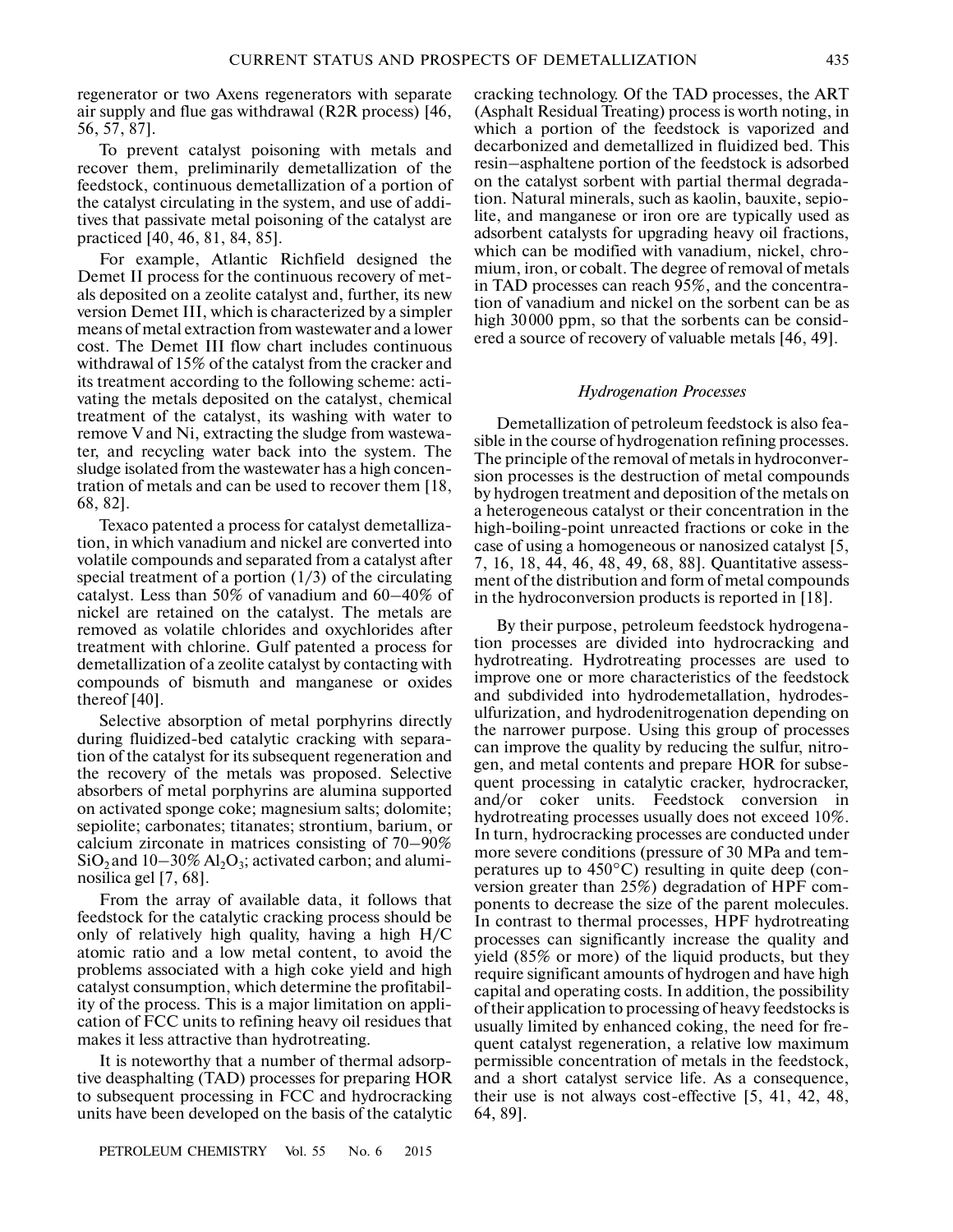regenerator or two Axens regenerators with separate air supply and flue gas withdrawal (R2R process) [46, 56, 57, 87].

To prevent catalyst poisoning with metals and recover them, preliminarily demetallization of the feedstock, continuous demetallization of a portion of the catalyst circulating in the system, and use of additives that passivate metal poisoning of the catalyst are practiced [40, 46, 81, 84, 85].

For example, Atlantic Richfield designed the Demet II process for the continuous recovery of metals deposited on a zeolite catalyst and, further, its new version Demet III, which is characterized by a simpler means of metal extraction from wastewater and a lower cost. The Demet III flow chart includes continuous withdrawal of 15% of the catalyst from the cracker and its treatment according to the following scheme: activating the metals deposited on the catalyst, chemical treatment of the catalyst, its washing with water to remove V and Ni, extracting the sludge from wastewater, and recycling water back into the system. The sludge isolated from the wastewater has a high concentration of metals and can be used to recover them [18, 68, 82].

Texaco patented a process for catalyst demetallization, in which vanadium and nickel are converted into volatile compounds and separated from a catalyst after special treatment of a portion (1/3) of the circulating catalyst. Less than 50% of vanadium and 60–40% of nickel are retained on the catalyst. The metals are removed as volatile chlorides and oxychlorides after treatment with chlorine. Gulf patented a process for demetallization of a zeolite catalyst by contacting with compounds of bismuth and manganese or oxides thereof [40].

Selective absorption of metal porphyrins directly during fluidized-bed catalytic cracking with separation of the catalyst for its subsequent regeneration and the recovery of the metals was proposed. Selective absorbers of metal porphyrins are alumina supported on activated sponge coke; magnesium salts; dolomite; sepiolite; carbonates; titanates; strontium, barium, or calcium zirconate in matrices consisting of 70–90% $SiO_2$ and 10–30% $Al_2O_3$; activated carbon; and aluminosilica gel [7, 68].

From the array of available data, it follows that feedstock for the catalytic cracking process should be only of relatively high quality, having a high H/C atomic ratio and a low metal content, to avoid the problems associated with a high coke yield and high catalyst consumption, which determine the profitability of the process. This is a major limitation on application of FCC units to refining heavy oil residues that makes it less attractive than hydrotreating.

It is noteworthy that a number of thermal adsorptive deasphalting (TAD) processes for preparing HOR to subsequent processing in FCC and hydrocracking units have been developed on the basis of the catalytic cracking technology. Of the TAD processes, the ART (Asphalt Residual Treating) process is worth noting, in which a portion of the feedstock is vaporized and decarbonized and demetallized in fluidized bed. This resin–asphaltene portion of the feedstock is adsorbed on the catalyst sorbent with partial thermal degradation. Natural minerals, such as kaolin, bauxite, sepiolite, and manganese or iron ore are typically used as adsorbent catalysts for upgrading heavy oil fractions, which can be modified with vanadium, nickel, chromium, iron, or cobalt. The degree of removal of metals in TAD processes can reach 95%, and the concentration of vanadium and nickel on the sorbent can be as high 30000 ppm, so that the sorbents can be considered a source of recovery of valuable metals [46, 49].

### *Hydrogenation Processes*

Demetallization of petroleum feedstock is also feasible in the course of hydrogenation refining processes. The principle of the removal of metals in hydroconversion processes is the destruction of metal compounds by hydrogen treatment and deposition of the metals on a heterogeneous catalyst or their concentration in the high-boiling-point unreacted fractions or coke in the case of using a homogeneous or nanosized catalyst [5, 7, 16, 18, 44, 46, 48, 49, 68, 88]. Quantitative assessment of the distribution and form of metal compounds in the hydroconversion products is reported in [18].

By their purpose, petroleum feedstock hydrogenation processes are divided into hydrocracking and hydrotreating. Hydrotreating processes are used to improve one or more characteristics of the feedstock and subdivided into hydrodemetallation, hydrodesulfurization, and hydrodenitrogenation depending on the narrower purpose. Using this group of processes can improve the quality by reducing the sulfur, nitrogen, and metal contents and prepare HOR for subsequent processing in catalytic cracker, hydrocracker, and/or coker units. Feedstock conversion in hydrotreating processes usually does not exceed 10%. In turn, hydrocracking processes are conducted under more severe conditions (pressure of 30 MPa and temperatures up to 450°C) resulting in quite deep (conversion greater than 25%) degradation of HPF components to decrease the size of the parent molecules. In contrast to thermal processes, HPF hydrotreating processes can significantly increase the quality and yield (85% or more) of the liquid products, but they require significant amounts of hydrogen and have high capital and operating costs. In addition, the possibility of their application to processing of heavy feedstocks is usually limited by enhanced coking, the need for frequent catalyst regeneration, a relative low maximum permissible concentration of metals in the feedstock, and a short catalyst service life. As a consequence, their use is not always cost-effective [5, 41, 42, 48, 64, 89].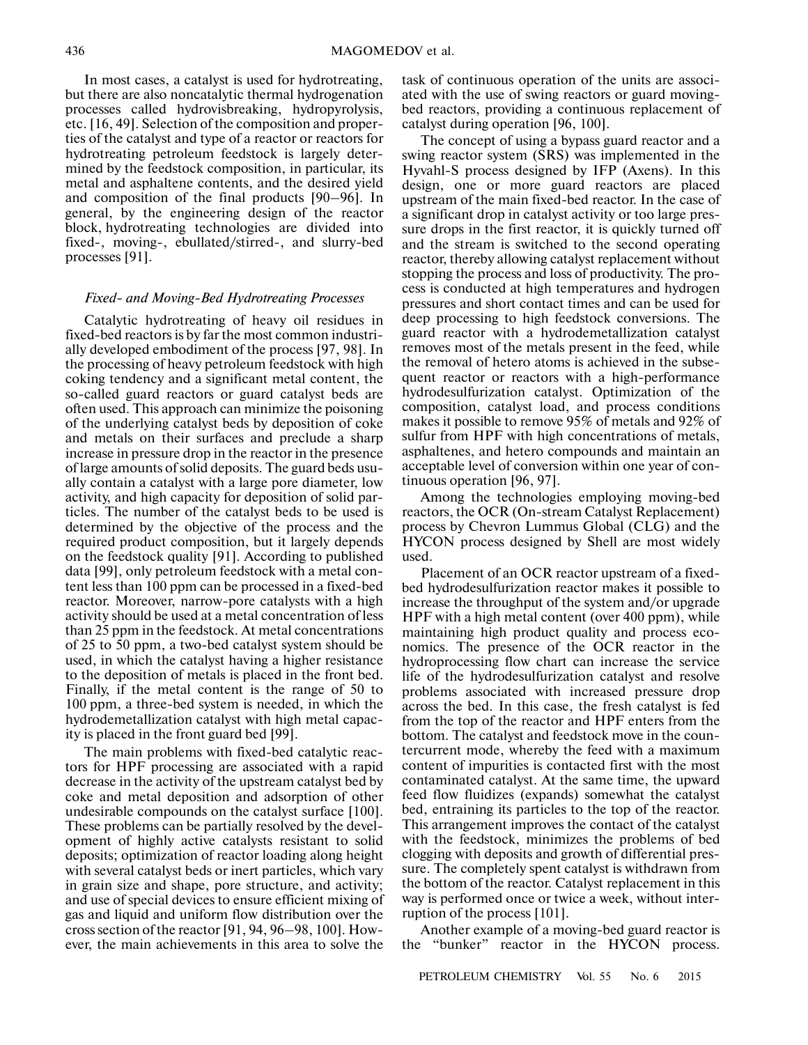In most cases, a catalyst is used for hydrotreating, but there are also noncatalytic thermal hydrogenation processes called hydrovisbreaking, hydropyrolysis, etc. [16, 49]. Selection of the composition and properties of the catalyst and type of a reactor or reactors for hydrotreating petroleum feedstock is largely determined by the feedstock composition, in particular, its metal and asphaltene contents, and the desired yield and composition of the final products [90–96]. In general, by the engineering design of the reactor block, hydrotreating technologies are divided into fixed-, moving-, ebullated/stirred-, and slurry-bed processes [91].

### *Fixed- and Moving-Bed Hydrotreating Processes*

Catalytic hydrotreating of heavy oil residues in fixed-bed reactors is by far the most common industrially developed embodiment of the process [97, 98]. In the processing of heavy petroleum feedstock with high coking tendency and a significant metal content, the so-called guard reactors or guard catalyst beds are often used. This approach can minimize the poisoning of the underlying catalyst beds by deposition of coke and metals on their surfaces and preclude a sharp increase in pressure drop in the reactor in the presence of large amounts of solid deposits. The guard beds usually contain a catalyst with a large pore diameter, low activity, and high capacity for deposition of solid particles. The number of the catalyst beds to be used is determined by the objective of the process and the required product composition, but it largely depends on the feedstock quality [91]. According to published data [99], only petroleum feedstock with a metal content less than 100 ppm can be processed in a fixed-bed reactor. Moreover, narrow-pore catalysts with a high activity should be used at a metal concentration of less than 25 ppm in the feedstock. At metal concentrations of 25 to 50 ppm, a two-bed catalyst system should be used, in which the catalyst having a higher resistance to the deposition of metals is placed in the front bed. Finally, if the metal content is the range of 50 to 100 ppm, a three-bed system is needed, in which the hydrodemetallization catalyst with high metal capacity is placed in the front guard bed [99].

The main problems with fixed-bed catalytic reactors for HPF processing are associated with a rapid decrease in the activity of the upstream catalyst bed by coke and metal deposition and adsorption of other undesirable compounds on the catalyst surface [100]. These problems can be partially resolved by the development of highly active catalysts resistant to solid deposits; optimization of reactor loading along height with several catalyst beds or inert particles, which vary in grain size and shape, pore structure, and activity; and use of special devices to ensure efficient mixing of gas and liquid and uniform flow distribution over the cross section of the reactor [91, 94, 96–98, 100]. However, the main achievements in this area to solve the task of continuous operation of the units are associated with the use of swing reactors or guard moving-bed reactors, providing a continuous replacement of catalyst during operation [96, 100].

The concept of using a bypass guard reactor and a swing reactor system (SRS) was implemented in the Hyvahl-S process designed by IFP (Axens). In this design, one or more guard reactors are placed upstream of the main fixed-bed reactor. In the case of a significant drop in catalyst activity or too large pressure drops in the first reactor, it is quickly turned off and the stream is switched to the second operating reactor, thereby allowing catalyst replacement without stopping the process and loss of productivity. The process is conducted at high temperatures and hydrogen pressures and short contact times and can be used for deep processing to high feedstock conversions. The guard reactor with a hydrodemetallization catalyst removes most of the metals present in the feed, while the removal of hetero atoms is achieved in the subsequent reactor or reactors with a high-performance hydrodesulfurization catalyst. Optimization of the composition, catalyst load, and process conditions makes it possible to remove 95% of metals and 92% of sulfur from HPF with high concentrations of metals, asphaltenes, and hetero compounds and maintain an acceptable level of conversion within one year of continuous operation [96, 97].

Among the technologies employing moving-bed reactors, the OCR (On-stream Catalyst Replacement) process by Chevron Lummus Global (CLG) and the HYCON process designed by Shell are most widely used.

Placement of an OCR reactor upstream of a fixed-bed hydrodesulfurization reactor makes it possible to increase the throughput of the system and/or upgrade HPF with a high metal content (over 400 ppm), while maintaining high product quality and process economics. The presence of the OCR reactor in the hydroprocessing flow chart can increase the service life of the hydrodesulfurization catalyst and resolve problems associated with increased pressure drop across the bed. In this case, the fresh catalyst is fed from the top of the reactor and HPF enters from the bottom. The catalyst and feedstock move in the countercurrent mode, whereby the feed with a maximum content of impurities is contacted first with the most contaminated catalyst. At the same time, the upward feed flow fluidizes (expands) somewhat the catalyst bed, entraining its particles to the top of the reactor. This arrangement improves the contact of the catalyst with the feedstock, minimizes the problems of bed clogging with deposits and growth of differential pressure. The completely spent catalyst is withdrawn from the bottom of the reactor. Catalyst replacement in this way is performed once or twice a week, without interruption of the process [101].

Another example of a moving-bed guard reactor is the "bunker" reactor in the HYCON process.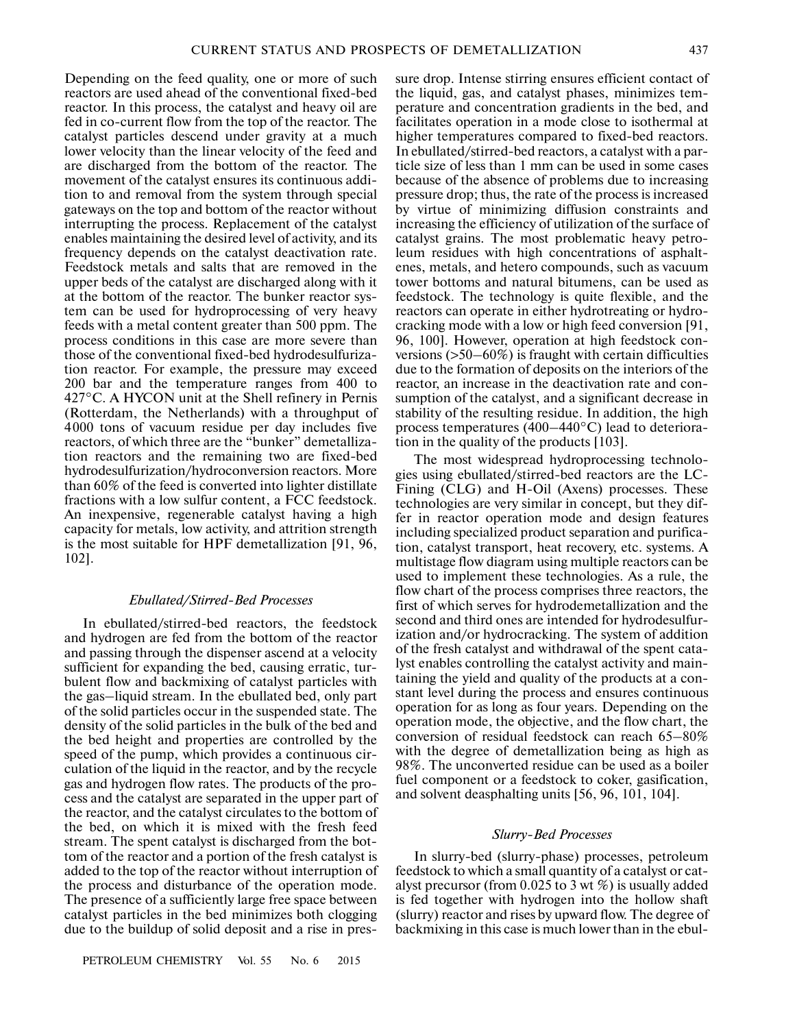Depending on the feed quality, one or more of such reactors are used ahead of the conventional fixed-bed reactor. In this process, the catalyst and heavy oil are fed in co-current flow from the top of the reactor. The catalyst particles descend under gravity at a much lower velocity than the linear velocity of the feed and are discharged from the bottom of the reactor. The movement of the catalyst ensures its continuous addition to and removal from the system through special gateways on the top and bottom of the reactor without interrupting the process. Replacement of the catalyst enables maintaining the desired level of activity, and its frequency depends on the catalyst deactivation rate. Feedstock metals and salts that are removed in the upper beds of the catalyst are discharged along with it at the bottom of the reactor. The bunker reactor system can be used for hydroprocessing of very heavy feeds with a metal content greater than 500 ppm. The process conditions in this case are more severe than those of the conventional fixed-bed hydrodesulfurization reactor. For example, the pressure may exceed 200 bar and the temperature ranges from 400 to 427°C. A HYCON unit at the Shell refinery in Pernis (Rotterdam, the Netherlands) with a throughput of 4000 tons of vacuum residue per day includes five reactors, of which three are the "bunker" demetallization reactors and the remaining two are fixed-bed hydrodesulfurization/hydroconversion reactors. More than 60% of the feed is converted into lighter distillate fractions with a low sulfur content, a FCC feedstock. An inexpensive, regenerable catalyst having a high capacity for metals, low activity, and attrition strength is the most suitable for HPF demetallization [91, 96, 102].

### *Ebullated/Stirred-Bed Processes*

In ebullated/stirred-bed reactors, the feedstock and hydrogen are fed from the bottom of the reactor and passing through the dispenser ascend at a velocity sufficient for expanding the bed, causing erratic, turbulent flow and backmixing of catalyst particles with the gas–liquid stream. In the ebullated bed, only part of the solid particles occur in the suspended state. The density of the solid particles in the bulk of the bed and the bed height and properties are controlled by the speed of the pump, which provides a continuous circulation of the liquid in the reactor, and by the recycle gas and hydrogen flow rates. The products of the process and the catalyst are separated in the upper part of the reactor, and the catalyst circulates to the bottom of the bed, on which it is mixed with the fresh feed stream. The spent catalyst is discharged from the bottom of the reactor and a portion of the fresh catalyst is added to the top of the reactor without interruption of the process and disturbance of the operation mode. The presence of a sufficiently large free space between catalyst particles in the bed minimizes both clogging due to the buildup of solid deposit and a rise in pressure drop. Intense stirring ensures efficient contact of the liquid, gas, and catalyst phases, minimizes temperature and concentration gradients in the bed, and facilitates operation in a mode close to isothermal at higher temperatures compared to fixed-bed reactors. In ebullated/stirred-bed reactors, a catalyst with a particle size of less than 1 mm can be used in some cases because of the absence of problems due to increasing pressure drop; thus, the rate of the process is increased by virtue of minimizing diffusion constraints and increasing the efficiency of utilization of the surface of catalyst grains. The most problematic heavy petroleum residues with high concentrations of asphaltenes, metals, and hetero compounds, such as vacuum tower bottoms and natural bitumens, can be used as feedstock. The technology is quite flexible, and the reactors can operate in either hydrotreating or hydrocracking mode with a low or high feed conversion [91, 96, 100]. However, operation at high feedstock conversions (>50–60%) is fraught with certain difficulties due to the formation of deposits on the interiors of the reactor, an increase in the deactivation rate and consumption of the catalyst, and a significant decrease in stability of the resulting residue. In addition, the high process temperatures (400–440°C) lead to deterioration in the quality of the products [103].

The most widespread hydroprocessing technologies using ebullated/stirred-bed reactors are the LC-Fining (CLG) and H-Oil (Axens) processes. These technologies are very similar in concept, but they differ in reactor operation mode and design features including specialized product separation and purification, catalyst transport, heat recovery, etc. systems. A multistage flow diagram using multiple reactors can be used to implement these technologies. As a rule, the flow chart of the process comprises three reactors, the first of which serves for hydrodemetallization and the second and third ones are intended for hydrodesulfurization and/or hydrocracking. The system of addition of the fresh catalyst and withdrawal of the spent catalyst enables controlling the catalyst activity and maintaining the yield and quality of the products at a constant level during the process and ensures continuous operation for as long as four years. Depending on the operation mode, the objective, and the flow chart, the conversion of residual feedstock can reach 65–80% with the degree of demetallization being as high as 98%. The unconverted residue can be used as a boiler fuel component or a feedstock to coker, gasification, and solvent deasphalting units [56, 96, 101, 104].

### *Slurry-Bed Processes*

In slurry-bed (slurry-phase) processes, petroleum feedstock to which a small quantity of a catalyst or catalyst precursor (from 0.025 to 3 wt %) is usually added is fed together with hydrogen into the hollow shaft (slurry) reactor and rises by upward flow. The degree of backmixing in this case is much lower than in the ebul-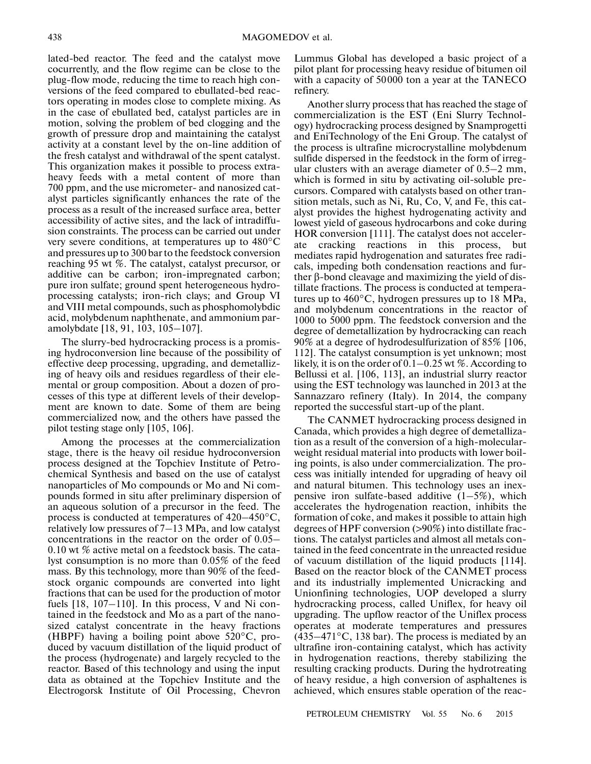lated-bed reactor. The feed and the catalyst move cocurrently, and the flow regime can be close to the plug-flow mode, reducing the time to reach high conversions of the feed compared to ebullated-bed reactors operating in modes close to complete mixing. As in the case of ebullated bed, catalyst particles are in motion, solving the problem of bed clogging and the growth of pressure drop and maintaining the catalyst activity at a constant level by the on-line addition of the fresh catalyst and withdrawal of the spent catalyst. This organization makes it possible to process extra-heavy feeds with a metal content of more than 700 ppm, and the use micrometer- and nanosized catalyst particles significantly enhances the rate of the process as a result of the increased surface area, better accessibility of active sites, and the lack of intradiffusion constraints. The process can be carried out under very severe conditions, at temperatures up to 480°C and pressures up to 300 bar to the feedstock conversion reaching 95 wt %. The catalyst, catalyst precursor, or additive can be carbon; iron-impregnated carbon; pure iron sulfate; ground spent heterogeneous hydroprocessing catalysts; iron-rich clays; and Group VI and VIII metal compounds, such as phosphomolybdic acid, molybdenum naphthenate, and ammonium paramolybdate [18, 91, 103, 105–107].

The slurry-bed hydrocracking process is a promising hydroconversion line because of the possibility of effective deep processing, upgrading, and demetallizing of heavy oils and residues regardless of their elemental or group composition. About a dozen of processes of this type at different levels of their development are known to date. Some of them are being commercialized now, and the others have passed the pilot testing stage only [105, 106].

Among the processes at the commercialization stage, there is the heavy oil residue hydroconversion process designed at the Topchiev Institute of Petrochemical Synthesis and based on the use of catalyst nanoparticles of Mo compounds or Mo and Ni compounds formed in situ after preliminary dispersion of an aqueous solution of a precursor in the feed. The process is conducted at temperatures of 420–450°C, relatively low pressures of 7–13 MPa, and low catalyst concentrations in the reactor on the order of 0.05–0.10 wt % active metal on a feedstock basis. The catalyst consumption is no more than 0.05% of the feed mass. By this technology, more than 90% of the feedstock organic compounds are converted into light fractions that can be used for the production of motor fuels [18, 107–110]. In this process, V and Ni contained in the feedstock and Mo as a part of the nanosized catalyst concentrate in the heavy fractions (HBPF) having a boiling point above 520°C, produced by vacuum distillation of the liquid product of the process (hydrogenate) and largely recycled to the reactor. Based of this technology and using the input data as obtained at the Topchiev Institute and the Electrogorsk Institute of Oil Processing, Chevron Lummus Global has developed a basic project of a pilot plant for processing heavy residue of bitumen oil with a capacity of 50000 ton a year at the TANECO refinery.

Another slurry process that has reached the stage of commercialization is the EST (Eni Slurry Technology) hydrocracking process designed by Snamprogetti and EniTechnology of the Eni Group. The catalyst of the process is ultrafine microcrystalline molybdenum sulfide dispersed in the feedstock in the form of irregular clusters with an average diameter of 0.5–2 mm, which is formed in situ by activating oil-soluble precursors. Compared with catalysts based on other transition metals, such as Ni, Ru, Co, V, and Fe, this catalyst provides the highest hydrogenating activity and lowest yield of gaseous hydrocarbons and coke during HOR conversion [111]. The catalyst does not accelerate cracking reactions in this process, but mediates rapid hydrogenation and saturates free radicals, impeding both condensation reactions and further β-bond cleavage and maximizing the yield of distillate fractions. The process is conducted at temperatures up to 460°C, hydrogen pressures up to 18 MPa, and molybdenum concentrations in the reactor of 1000 to 5000 ppm. The feedstock conversion and the degree of demetallization by hydrocracking can reach 90% at a degree of hydrodesulfurization of 85% [106, 112]. The catalyst consumption is yet unknown; most likely, it is on the order of 0.1–0.25 wt %. According to Bellussi et al. [106, 113], an industrial slurry reactor using the EST technology was launched in 2013 at the Sannazzaro refinery (Italy). In 2014, the company reported the successful start-up of the plant.

The CANMET hydrocracking process designed in Canada, which provides a high degree of demetallization as a result of the conversion of a high-molecular-weight residual material into products with lower boiling points, is also under commercialization. The process was initially intended for upgrading of heavy oil and natural bitumen. This technology uses an inexpensive iron sulfate-based additive (1–5%), which accelerates the hydrogenation reaction, inhibits the formation of coke, and makes it possible to attain high degrees of HPF conversion (>90%) into distillate fractions. The catalyst particles and almost all metals contained in the feed concentrate in the unreacted residue of vacuum distillation of the liquid products [114]. Based on the reactor block of the CANMET process and its industrially implemented Unicracking and Unionfining technologies, UOP developed a slurry hydrocracking process, called Uniflex, for heavy oil upgrading. The upflow reactor of the Uniflex process operates at moderate temperatures and pressures (435–471°C, 138 bar). The process is mediated by an ultrafine iron-containing catalyst, which has activity in hydrogenation reactions, thereby stabilizing the resulting cracking products. During the hydrotreating of heavy residue, a high conversion of asphaltenes is achieved, which ensures stable operation of the reac-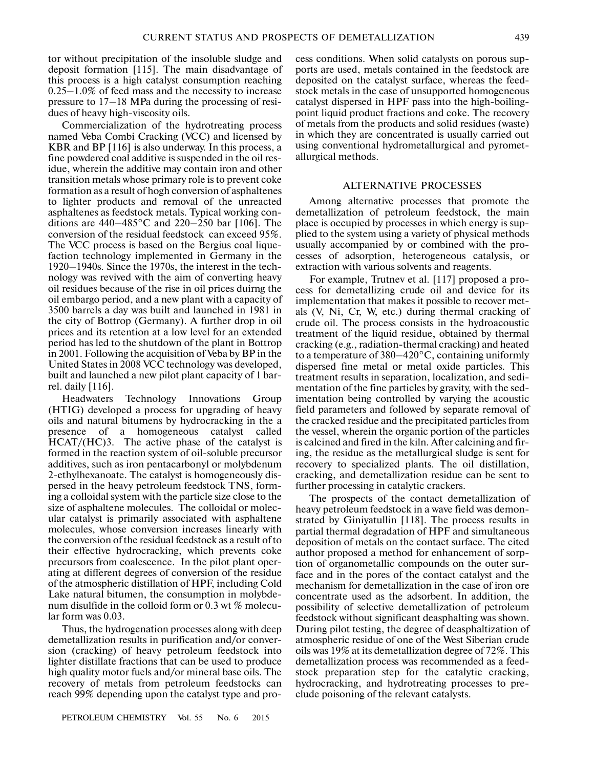tor without precipitation of the insoluble sludge and deposit formation [115]. The main disadvantage of this process is a high catalyst consumption reaching 0.25–1.0% of feed mass and the necessity to increase pressure to 17–18 MPa during the processing of residues of heavy high-viscosity oils.

Commercialization of the hydrotreating process named Veba Combi Cracking (VCC) and licensed by KBR and BP [116] is also underway. In this process, a fine powdered coal additive is suspended in the oil residue, wherein the additive may contain iron and other transition metals whose primary role is to prevent coke formation as a result of hogh conversion of asphaltenes to lighter products and removal of the unreacted asphaltenes as feedstock metals. Typical working conditions are 440–485°C and 220–250 bar [106]. The conversion of the residual feedstock can exceed 95%. The VCC process is based on the Bergius coal liquefaction technology implemented in Germany in the 1920–1940s. Since the 1970s, the interest in the technology was revived with the aim of converting heavy oil residues because of the rise in oil prices duirng the oil embargo period, and a new plant with a capacity of 3500 barrels a day was built and launched in 1981 in the city of Bottrop (Germany). A further drop in oil prices and its retention at a low level for an extended period has led to the shutdown of the plant in Bottrop in 2001. Following the acquisition of Veba by BP in the United States in 2008 VCC technology was developed, built and launched a new pilot plant capacity of 1 barrel. daily [116].

Headwaters Technology Innovations Group (HTIG) developed a process for upgrading of heavy oils and natural bitumens by hydrocracking in the a presence of a homogeneous catalyst called HCAT/(HC)3. The active phase of the catalyst is formed in the reaction system of oil-soluble precursor additives, such as iron pentacarbonyl or molybdenum 2-ethylhexanoate. The catalyst is homogeneously dispersed in the heavy petroleum feedstock TNS, forming a colloidal system with the particle size close to the size of asphaltene molecules. The colloidal or molecular catalyst is primarily associated with asphaltene molecules, whose conversion increases linearly with the conversion of the residual feedstock as a result of to their effective hydrocracking, which prevents coke precursors from coalescence. In the pilot plant operating at different degrees of conversion of the residue of the atmospheric distillation of HPF, including Cold Lake natural bitumen, the consumption in molybdenum disulfide in the colloid form or 0.3 wt % molecular form was 0.03.

Thus, the hydrogenation processes along with deep demetallization results in purification and/or conversion (cracking) of heavy petroleum feedstock into lighter distillate fractions that can be used to produce high quality motor fuels and/or mineral base oils. The recovery of metals from petroleum feedstocks can reach 99% depending upon the catalyst type and process conditions. When solid catalysts on porous supports are used, metals contained in the feedstock are deposited on the catalyst surface, whereas the feedstock metals in the case of unsupported homogeneous catalyst dispersed in HPF pass into the high-boiling-point liquid product fractions and coke. The recovery of metals from the products and solid residues (waste) in which they are concentrated is usually carried out using conventional hydrometallurgical and pyrometallurgical methods.

## ALTERNATIVE PROCESSES

Among alternative processes that promote the demetallization of petroleum feedstock, the main place is occupied by processes in which energy is supplied to the system using a variety of physical methods usually accompanied by or combined with the processes of adsorption, heterogeneous catalysis, or extraction with various solvents and reagents.

For example, Trutnev et al. [117] proposed a process for demetallizing crude oil and device for its implementation that makes it possible to recover metals (V, Ni, Cr, W, etc.) during thermal cracking of crude oil. The process consists in the hydroacoustic treatment of the liquid residue, obtained by thermal cracking (e.g., radiation-thermal cracking) and heated to a temperature of 380–420°C, containing uniformly dispersed fine metal or metal oxide particles. This treatment results in separation, localization, and sedimentation of the fine particles by gravity, with the sedimentation being controlled by varying the acoustic field parameters and followed by separate removal of the cracked residue and the precipitated particles from the vessel, wherein the organic portion of the particles is calcined and fired in the kiln. After calcining and firing, the residue as the metallurgical sludge is sent for recovery to specialized plants. The oil distillation, cracking, and demetallization residue can be sent to further processing in catalytic crackers.

The prospects of the contact demetallization of heavy petroleum feedstock in a wave field was demonstrated by Giniyatullin [118]. The process results in partial thermal degradation of HPF and simultaneous deposition of metals on the contact surface. The cited author proposed a method for enhancement of sorption of organometallic compounds on the outer surface and in the pores of the contact catalyst and the mechanism for demetallization in the case of iron ore concentrate used as the adsorbent. In addition, the possibility of selective demetallization of petroleum feedstock without significant deasphalting was shown. During pilot testing, the degree of deasphaltization of atmospheric residue of one of the West Siberian crude oils was 19% at its demetallization degree of 72%. This demetallization process was recommended as a feedstock preparation step for the catalytic cracking, hydrocracking, and hydrotreating processes to preclude poisoning of the relevant catalysts.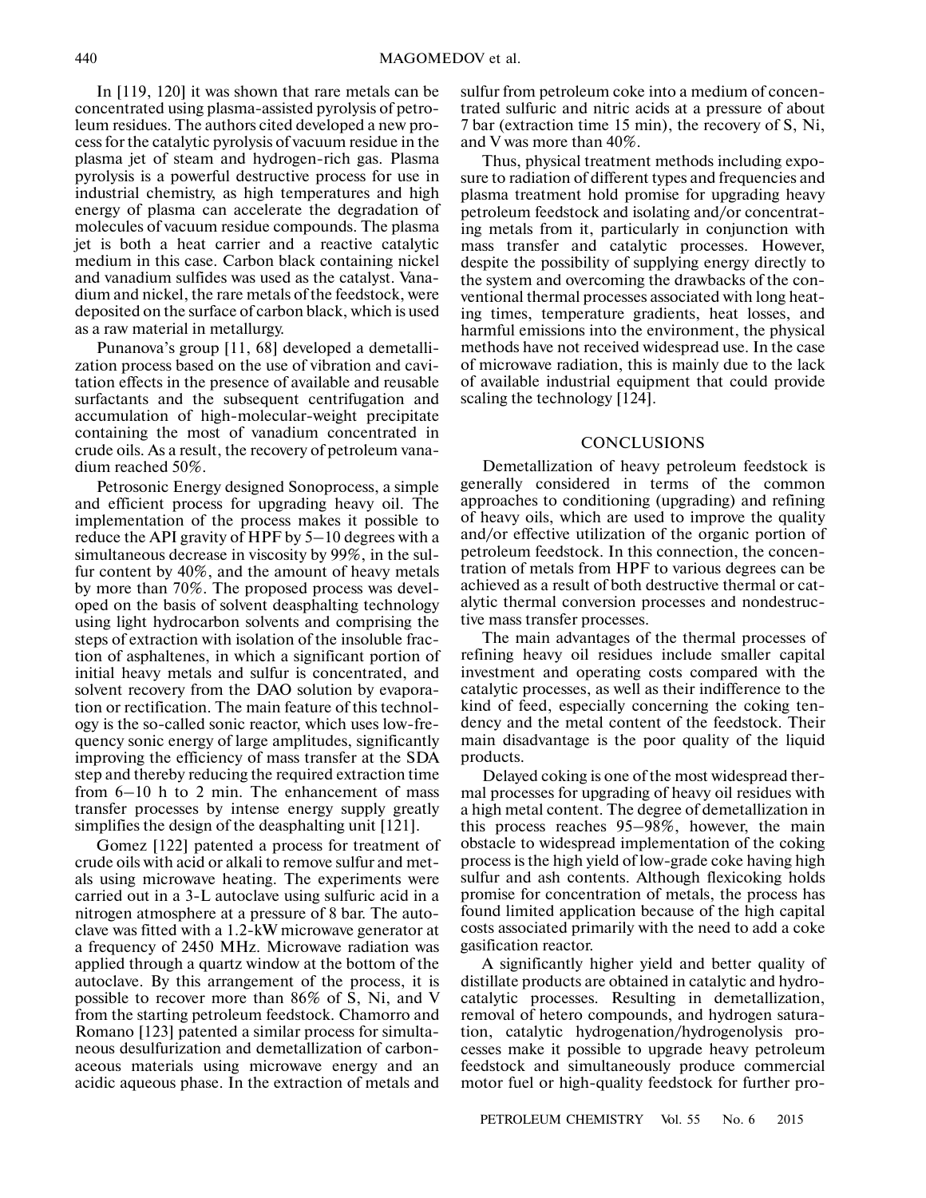In [119, 120] it was shown that rare metals can be concentrated using plasma-assisted pyrolysis of petroleum residues. The authors cited developed a new process for the catalytic pyrolysis of vacuum residue in the plasma jet of steam and hydrogen-rich gas. Plasma pyrolysis is a powerful destructive process for use in industrial chemistry, as high temperatures and high energy of plasma can accelerate the degradation of molecules of vacuum residue compounds. The plasma jet is both a heat carrier and a reactive catalytic medium in this case. Carbon black containing nickel and vanadium sulfides was used as the catalyst. Vanadium and nickel, the rare metals of the feedstock, were deposited on the surface of carbon black, which is used as a raw material in metallurgy.

Punanova's group [11, 68] developed a demetallization process based on the use of vibration and cavitation effects in the presence of available and reusable surfactants and the subsequent centrifugation and accumulation of high-molecular-weight precipitate containing the most of vanadium concentrated in crude oils. As a result, the recovery of petroleum vanadium reached 50%.

Petrosonic Energy designed Sonoprocess, a simple and efficient process for upgrading heavy oil. The implementation of the process makes it possible to reduce the API gravity of HPF by 5–10 degrees with a simultaneous decrease in viscosity by 99%, in the sulfur content by 40%, and the amount of heavy metals by more than 70%. The proposed process was developed on the basis of solvent deasphalting technology using light hydrocarbon solvents and comprising the steps of extraction with isolation of the insoluble fraction of asphaltenes, in which a significant portion of initial heavy metals and sulfur is concentrated, and solvent recovery from the DAO solution by evaporation or rectification. The main feature of this technology is the so-called sonic reactor, which uses low-frequency sonic energy of large amplitudes, significantly improving the efficiency of mass transfer at the SDA step and thereby reducing the required extraction time from 6–10 h to 2 min. The enhancement of mass transfer processes by intense energy supply greatly simplifies the design of the deasphalting unit [121].

Gomez [122] patented a process for treatment of crude oils with acid or alkali to remove sulfur and metals using microwave heating. The experiments were carried out in a 3-L autoclave using sulfuric acid in a nitrogen atmosphere at a pressure of 8 bar. The autoclave was fitted with a 1.2-kW microwave generator at a frequency of 2450 MHz. Microwave radiation was applied through a quartz window at the bottom of the autoclave. By this arrangement of the process, it is possible to recover more than 86% of S, Ni, and V from the starting petroleum feedstock. Chamorro and Romano [123] patented a similar process for simultaneous desulfurization and demetallization of carbonaceous materials using microwave energy and an acidic aqueous phase. In the extraction of metals and sulfur from petroleum coke into a medium of concentrated sulfuric and nitric acids at a pressure of about 7 bar (extraction time 15 min), the recovery of S, Ni, and V was more than 40%.

Thus, physical treatment methods including exposure to radiation of different types and frequencies and plasma treatment hold promise for upgrading heavy petroleum feedstock and isolating and/or concentrating metals from it, particularly in conjunction with mass transfer and catalytic processes. However, despite the possibility of supplying energy directly to the system and overcoming the drawbacks of the conventional thermal processes associated with long heating times, temperature gradients, heat losses, and harmful emissions into the environment, the physical methods have not received widespread use. In the case of microwave radiation, this is mainly due to the lack of available industrial equipment that could provide scaling the technology [124].

## CONCLUSIONS

Demetallization of heavy petroleum feedstock is generally considered in terms of the common approaches to conditioning (upgrading) and refining of heavy oils, which are used to improve the quality and/or effective utilization of the organic portion of petroleum feedstock. In this connection, the concentration of metals from HPF to various degrees can be achieved as a result of both destructive thermal or catalytic thermal conversion processes and nondestructive mass transfer processes.

The main advantages of the thermal processes of refining heavy oil residues include smaller capital investment and operating costs compared with the catalytic processes, as well as their indifference to the kind of feed, especially concerning the coking tendency and the metal content of the feedstock. Their main disadvantage is the poor quality of the liquid products.

Delayed coking is one of the most widespread thermal processes for upgrading of heavy oil residues with a high metal content. The degree of demetallization in this process reaches 95–98%, however, the main obstacle to widespread implementation of the coking process is the high yield of low-grade coke having high sulfur and ash contents. Although flexicoking holds promise for concentration of metals, the process has found limited application because of the high capital costs associated primarily with the need to add a coke gasification reactor.

A significantly higher yield and better quality of distillate products are obtained in catalytic and hydrocatalytic processes. Resulting in demetallization, removal of hetero compounds, and hydrogen saturation, catalytic hydrogenation/hydrogenolysis processes make it possible to upgrade heavy petroleum feedstock and simultaneously produce commercial motor fuel or high-quality feedstock for further pro-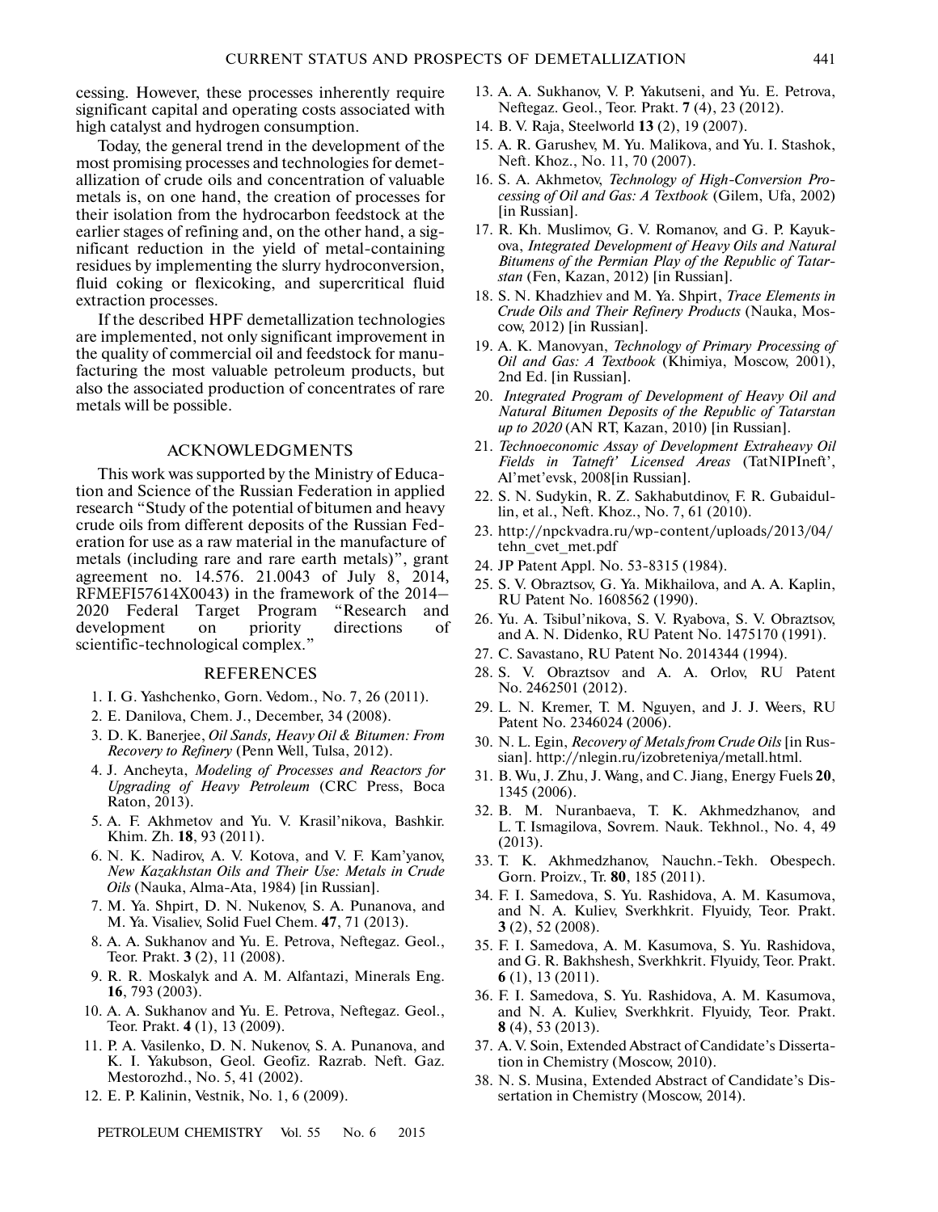cessing. However, these processes inherently require significant capital and operating costs associated with high catalyst and hydrogen consumption.

Today, the general trend in the development of the most promising processes and technologies for demetallization of crude oils and concentration of valuable metals is, on one hand, the creation of processes for their isolation from the hydrocarbon feedstock at the earlier stages of refining and, on the other hand, a significant reduction in the yield of metal-containing residues by implementing the slurry hydroconversion, fluid coking or flexicoking, and supercritical fluid extraction processes.

If the described HPF demetallization technologies are implemented, not only significant improvement in the quality of commercial oil and feedstock for manufacturing the most valuable petroleum products, but also the associated production of concentrates of rare metals will be possible.

## ACKNOWLEDGMENTS

This work was supported by the Ministry of Education and Science of the Russian Federation in applied research "Study of the potential of bitumen and heavy crude oils from different deposits of the Russian Federation for use as a raw material in the manufacture of metals (including rare and rare earth metals)", grant agreement no. 14.576. 21.0043 of July 8, 2014, RFMEFI57614X0043) in the framework of the 2014–2020 Federal Target Program "Research and development on priority directions of scientific-technological complex."

## REFERENCES

1. I. G. Yashchenko, Gorn. Vedom., No. 7, 26 (2011).
2. E. Danilova, Chem. J., December, 34 (2008).
3. D. K. Banerjee, *Oil Sands, Heavy Oil & Bitumen: From Recovery to Refinery* (Penn Well, Tulsa, 2012).
4. J. Ancheyta, *Modeling of Processes and Reactors for Upgrading of Heavy Petroleum* (CRC Press, Boca Raton, 2013).
5. A. F. Akhmetov and Yu. V. Krasil'nikova, Bashkir. Khim. Zh. **18**, 93 (2011).
6. N. K. Nadirov, A. V. Kotova, and V. F. Kam'yanov, *New Kazakhstan Oils and Their Use: Metals in Crude Oils* (Nauka, Alma-Ata, 1984) [in Russian].
7. M. Ya. Shpirt, D. N. Nukenov, S. A. Punanova, and M. Ya. Visaliev, Solid Fuel Chem. **47**, 71 (2013).
8. A. A. Sukhanov and Yu. E. Petrova, Neftegaz. Geol., Teor. Prakt. **3** (2), 11 (2008).
9. R. R. Moskalyk and A. M. Alfantazi, Minerals Eng. **16**, 793 (2003).
10. A. A. Sukhanov and Yu. E. Petrova, Neftegaz. Geol., Teor. Prakt. **4** (1), 13 (2009).
11. P. A. Vasilenko, D. N. Nukenov, S. A. Punanova, and K. I. Yakubson, Geol. Geofiz. Razrab. Neft. Gaz. Mestorozhd., No. 5, 41 (2002).
12. E. P. Kalinin, Vestnik, No. 1, 6 (2009).
13. A. A. Sukhanov, V. P. Yakutseni, and Yu. E. Petrova, Neftegaz. Geol., Teor. Prakt. **7** (4), 23 (2012).
14. B. V. Raja, Steelworld **13** (2), 19 (2007).
15. A. R. Garushev, M. Yu. Malikova, and Yu. I. Stashok, Neft. Khoz., No. 11, 70 (2007).
16. S. A. Akhmetov, *Technology of High-Conversion Processing of Oil and Gas: A Textbook* (Gilem, Ufa, 2002) [in Russian].
17. R. Kh. Muslimov, G. V. Romanov, and G. P. Kayukova, *Integrated Development of Heavy Oils and Natural Bitumens of the Permian Play of the Republic of Tatarstan* (Fen, Kazan, 2012) [in Russian].
18. S. N. Khadzhiev and M. Ya. Shpirt, *Trace Elements in Crude Oils and Their Refinery Products* (Nauka, Moscow, 2012) [in Russian].
19. A. K. Manovyan, *Technology of Primary Processing of Oil and Gas: A Textbook* (Khimiya, Moscow, 2001), 2nd Ed. [in Russian].
20. *Integrated Program of Development of Heavy Oil and Natural Bitumen Deposits of the Republic of Tatarstan up to 2020* (AN RT, Kazan, 2010) [in Russian].
21. *Technoeconomic Assay of Development Extraheavy Oil Fields in Tatneft' Licensed Areas* (TatNIPIneft', Al'met'evsk, 2008[in Russian].
22. S. N. Sudykin, R. Z. Sakhabutdinov, F. R. Gubaidullin, et al., Neft. Khoz., No. 7, 61 (2010).
23. http://npckvadra.ru/wp-content/uploads/2013/04/tehn_cvet_met.pdf
24. JP Patent Appl. No. 53-8315 (1984).
25. S. V. Obraztsov, G. Ya. Mikhailova, and A. A. Kaplin, RU Patent No. 1608562 (1990).
26. Yu. A. Tsibul'nikova, S. V. Ryabova, S. V. Obraztsov, and A. N. Didenko, RU Patent No. 1475170 (1991).
27. C. Savastano, RU Patent No. 2014344 (1994).
28. S. V. Obraztsov and A. A. Orlov, RU Patent No. 2462501 (2012).
29. L. N. Kremer, T. M. Nguyen, and J. J. Weers, RU Patent No. 2346024 (2006).
30. N. L. Egin, *Recovery of Metals from Crude Oils* [in Russian]. http://nlegin.ru/izobreteniya/metall.html.
31. B. Wu, J. Zhu, J. Wang, and C. Jiang, Energy Fuels **20**, 1345 (2006).
32. B. M. Nuranbaeva, T. K. Akhmedzhanov, and L. T. Ismagilova, Sovrem. Nauk. Tekhnol., No. 4, 49 (2013).
33. T. K. Akhmedzhanov, Nauchn.-Tekh. Obespech. Gorn. Proizv., Tr. **80**, 185 (2011).
34. F. I. Samedova, S. Yu. Rashidova, A. M. Kasumova, and N. A. Kuliev, Sverkhkrit. Flyuidy, Teor. Prakt. **3** (2), 52 (2008).
35. F. I. Samedova, A. M. Kasumova, S. Yu. Rashidova, and G. R. Bakhshesh, Sverkhkrit. Flyuidy, Teor. Prakt. **6** (1), 13 (2011).
36. F. I. Samedova, S. Yu. Rashidova, A. M. Kasumova, and N. A. Kuliev, Sverkhkrit. Flyuidy, Teor. Prakt. **8** (4), 53 (2013).
37. A. V. Soin, Extended Abstract of Candidate's Dissertation in Chemistry (Moscow, 2010).
38. N. S. Musina, Extended Abstract of Candidate's Dissertation in Chemistry (Moscow, 2014).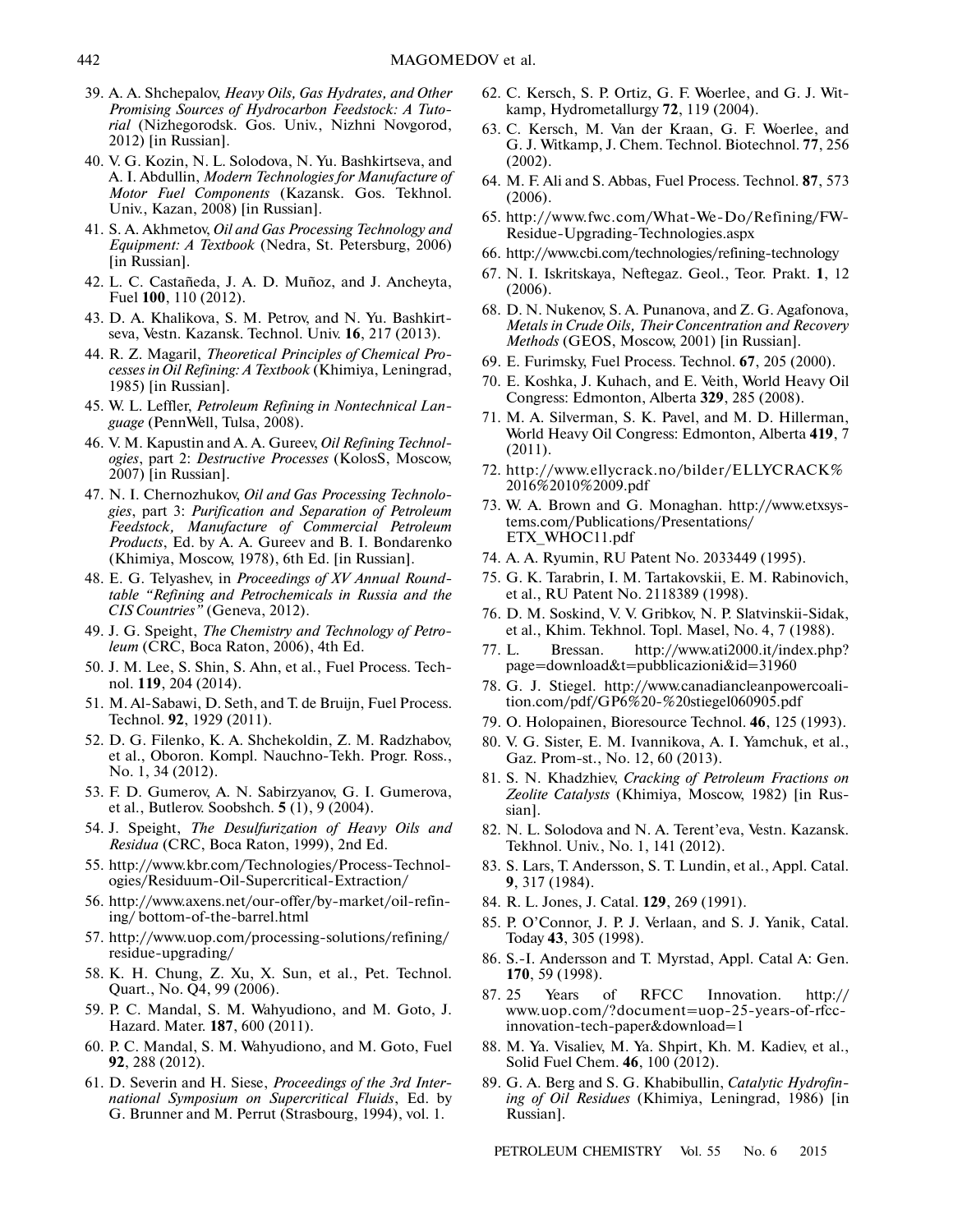39. A. A. Shchepalov, *Heavy Oils, Gas Hydrates, and Other Promising Sources of Hydrocarbon Feedstock: A Tutorial* (Nizhegorodsk. Gos. Univ., Nizhni Novgorod, 2012) [in Russian].
40. V. G. Kozin, N. L. Solodova, N. Yu. Bashkirtseva, and A. I. Abdullin, *Modern Technologies for Manufacture of Motor Fuel Components* (Kazansk. Gos. Tekhnol. Univ., Kazan, 2008) [in Russian].
41. S. A. Akhmetov, *Oil and Gas Processing Technology and Equipment: A Textbook* (Nedra, St. Petersburg, 2006) [in Russian].
42. L. C. Castañeda, J. A. D. Muñoz, and J. Ancheyta, Fuel **100**, 110 (2012).
43. D. A. Khalikova, S. M. Petrov, and N. Yu. Bashkirtseva, Vestn. Kazansk. Technol. Univ. **16**, 217 (2013).
44. R. Z. Magaril, *Theoretical Principles of Chemical Processes in Oil Refining: A Textbook* (Khimiya, Leningrad, 1985) [in Russian].
45. W. L. Leffler, *Petroleum Refining in Nontechnical Language* (PennWell, Tulsa, 2008).
46. V. M. Kapustin and A. A. Gureev, *Oil Refining Technologies*, part 2: *Destructive Processes* (KolosS, Moscow, 2007) [in Russian].
47. N. I. Chernozhukov, *Oil and Gas Processing Technologies*, part 3: *Purification and Separation of Petroleum Feedstock, Manufacture of Commercial Petroleum Products*, Ed. by A. A. Gureev and B. I. Bondarenko (Khimiya, Moscow, 1978), 6th Ed. [in Russian].
48. E. G. Telyashev, in *Proceedings of XV Annual Roundtable "Refining and Petrochemicals in Russia and the CIS Countries"* (Geneva, 2012).
49. J. G. Speight, *The Chemistry and Technology of Petroleum* (CRC, Boca Raton, 2006), 4th Ed.
50. J. M. Lee, S. Shin, S. Ahn, et al., Fuel Process. Technol. **119**, 204 (2014).
51. M. Al-Sabawi, D. Seth, and T. de Bruijn, Fuel Process. Technol. **92**, 1929 (2011).
52. D. G. Filenko, K. A. Shchekoldin, Z. M. Radzhabov, et al., Oboron. Kompl. Nauchno-Tekh. Progr. Ross., No. 1, 34 (2012).
53. F. D. Gumerov, A. N. Sabirzyanov, G. I. Gumerova, et al., Butlerov. Soobshch. **5** (1), 9 (2004).
54. J. Speight, *The Desulfurization of Heavy Oils and Residua* (CRC, Boca Raton, 1999), 2nd Ed.
55. http://www.kbr.com/Technologies/Process-Technologies/Residuum-Oil-Supercritical-Extraction/
56. http://www.axens.net/our-offer/by-market/oil-refining/ bottom-of-the-barrel.html
57. http://www.uop.com/processing-solutions/refining/residue-upgrading/
58. K. H. Chung, Z. Xu, X. Sun, et al., Pet. Technol. Quart., No. Q4, 99 (2006).
59. P. C. Mandal, S. M. Wahyudiono, and M. Goto, J. Hazard. Mater. **187**, 600 (2011).
60. P. C. Mandal, S. M. Wahyudiono, and M. Goto, Fuel **92**, 288 (2012).
61. D. Severin and H. Siese, *Proceedings of the 3rd International Symposium on Supercritical Fluids*, Ed. by G. Brunner and M. Perrut (Strasbourg, 1994), vol. 1.
62. C. Kersch, S. P. Ortiz, G. F. Woerlee, and G. J. Witkamp, Hydrometallurgy **72**, 119 (2004).
63. C. Kersch, M. Van der Kraan, G. F. Woerlee, and G. J. Witkamp, J. Chem. Technol. Biotechnol. **77**, 256 (2002).
64. M. F. Ali and S. Abbas, Fuel Process. Technol. **87**, 573 (2006).
65. http://www.fwc.com/What-We-Do/Refining/FW-Residue-Upgrading-Technologies.aspx
66. http://www.cbi.com/technologies/refining-technology
67. N. I. Iskritskaya, Neftegaz. Geol., Teor. Prakt. **1**, 12 (2006).
68. D. N. Nukenov, S. A. Punanova, and Z. G. Agafonova, *Metals in Crude Oils, Their Concentration and Recovery Methods* (GEOS, Moscow, 2001) [in Russian].
69. E. Furimsky, Fuel Process. Technol. **67**, 205 (2000).
70. E. Koshka, J. Kuhach, and E. Veith, World Heavy Oil Congress: Edmonton, Alberta **329**, 285 (2008).
71. M. A. Silverman, S. K. Pavel, and M. D. Hillerman, World Heavy Oil Congress: Edmonton, Alberta **419**, 7 (2011).
72. http://www.ellycrack.no/bilder/ELLYCRACK%2016%2010%2009.pdf
73. W. A. Brown and G. Monaghan. http://www.etxsystems.com/Publications/Presentations/ETX_WHOC11.pdf
74. A. A. Ryumin, RU Patent No. 2033449 (1995).
75. G. K. Tarabrin, I. M. Tartakovskii, E. M. Rabinovich, et al., RU Patent No. 2118389 (1998).
76. D. M. Soskind, V. V. Gribkov, N. P. Slatvinskii-Sidak, et al., Khim. Tekhnol. Topl. Masel, No. 4, 7 (1988).
77. L. Bressan. http://www.ati2000.it/index.php?page=download&t=pubblicazioni&id=31960
78. G. J. Stiegel. http://www.canadiancleanpowercoalition.com/pdf/GP6%20-%20stiegel060905.pdf
79. O. Holopainen, Bioresource Technol. **46**, 125 (1993).
80. V. G. Sister, E. M. Ivannikova, A. I. Yamchuk, et al., Gaz. Prom-st., No. 12, 60 (2013).
81. S. N. Khadzhiev, *Cracking of Petroleum Fractions on Zeolite Catalysts* (Khimiya, Moscow, 1982) [in Russian].
82. N. L. Solodova and N. A. Terent'eva, Vestn. Kazansk. Tekhnol. Univ., No. 1, 141 (2012).
83. S. Lars, T. Andersson, S. T. Lundin, et al., Appl. Catal. **9**, 317 (1984).
84. R. L. Jones, J. Catal. **129**, 269 (1991).
85. P. O'Connor, J. P. J. Verlaan, and S. J. Yanik, Catal. Today **43**, 305 (1998).
86. S.-I. Andersson and T. Myrstad, Appl. Catal A: Gen. **170**, 59 (1998).
87. 25 Years of RFCC Innovation. http://www.uop.com/?document=uop-25-years-of-rfcc-innovation-tech-paper&download=1
88. M. Ya. Visaliev, M. Ya. Shpirt, Kh. M. Kadiev, et al., Solid Fuel Chem. **46**, 100 (2012).
89. G. A. Berg and S. G. Khabibullin, *Catalytic Hydrofining of Oil Residues* (Khimiya, Leningrad, 1986) [in Russian].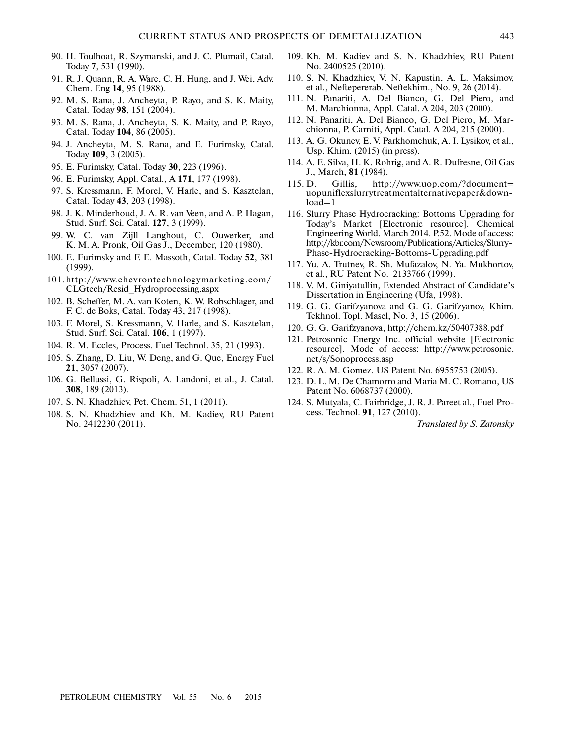90. H. Toulhoat, R. Szymanski, and J. C. Plumail, Catal. Today **7**, 531 (1990).
91. R. J. Quann, R. A. Ware, C. H. Hung, and J. Wei, Adv. Chem. Eng **14**, 95 (1988).
92. M. S. Rana, J. Ancheyta, P. Rayo, and S. K. Maity, Catal. Today **98**, 151 (2004).
93. M. S. Rana, J. Ancheyta, S. K. Maity, and P. Rayo, Catal. Today **104**, 86 (2005).
94. J. Ancheyta, M. S. Rana, and E. Furimsky, Catal. Today **109**, 3 (2005).
95. E. Furimsky, Catal. Today **30**, 223 (1996).
96. E. Furimsky, Appl. Catal., A **171**, 177 (1998).
97. S. Kressmann, F. Morel, V. Harle, and S. Kasztelan, Catal. Today **43**, 203 (1998).
98. J. K. Minderhoud, J. A. R. van Veen, and A. P. Hagan, Stud. Surf. Sci. Catal. **127**, 3 (1999).
99. W. C. van Zijll Langhout, C. Ouwerker, and K. M. A. Pronk, Oil Gas J., December, 120 (1980).
100. E. Furimsky and F. E. Massoth, Catal. Today **52**, 381 (1999).
101. http://www.chevrontechnologymarketing.com/CLGtech/Resid_Hydroprocessing.aspx
102. B. Scheffer, M. A. van Koten, K. W. Robschlager, and F. C. de Boks, Catal. Today 43, 217 (1998).
103. F. Morel, S. Kressmann, V. Harle, and S. Kasztelan, Stud. Surf. Sci. Catal. **106**, 1 (1997).
104. R. M. Eccles, Process. Fuel Technol. 35, 21 (1993).
105. S. Zhang, D. Liu, W. Deng, and G. Que, Energy Fuel **21**, 3057 (2007).
106. G. Bellussi, G. Rispoli, A. Landoni, et al., J. Catal. **308**, 189 (2013).
107. S. N. Khadzhiev, Pet. Chem. 51, 1 (2011).
108. S. N. Khadzhiev and Kh. M. Kadiev, RU Patent No. 2412230 (2011).
109. Kh. M. Kadiev and S. N. Khadzhiev, RU Patent No. 2400525 (2010).
110. S. N. Khadzhiev, V. N. Kapustin, A. L. Maksimov, et al., Neftepererab. Neftekhim., No. 9, 26 (2014).
111. N. Panariti, A. Del Bianco, G. Del Piero, and M. Marchionna, Appl. Catal. A 204, 203 (2000).
112. N. Panariti, A. Del Bianco, G. Del Piero, M. Marchionna, P. Carniti, Appl. Catal. A 204, 215 (2000).
113. A. G. Okunev, E. V. Parkhomchuk, A. I. Lysikov, et al., Usp. Khim. (2015) (in press).
114. A. E. Silva, H. K. Rohrig, and A. R. Dufresne, Oil Gas J., March, **81** (1984).
115. D. Gillis, http://www.uop.com/?document=uopuniflexslurrytreatmentalternativepaper&download=1
116. Slurry Phase Hydrocracking: Bottoms Upgrading for Today's Market [Electronic resource]. Chemical Engineering World. March 2014. P.52. Mode of access: http://kbr.com/Newsroom/Publications/Articles/Slurry-Phase-Hydrocracking-Bottoms-Upgrading.pdf
117. Yu. A. Trutnev, R. Sh. Mufazalov, N. Ya. Mukhortov, et al., RU Patent No. 2133766 (1999).
118. V. M. Giniyatullin, Extended Abstract of Candidate's Dissertation in Engineering (Ufa, 1998).
119. G. G. Garifzyanova and G. G. Garifzyanov, Khim. Tekhnol. Topl. Masel, No. 3, 15 (2006).
120. G. G. Garifzyanova, http://chem.kz/50407388.pdf
121. Petrosonic Energy Inc. official website [Electronic resource]. Mode of access: http://www.petrosonic.net/s/Sonoprocess.asp
122. R. A. M. Gomez, US Patent No. 6955753 (2005).
123. D. L. M. De Chamorro and Maria M. C. Romano, US Patent No. 6068737 (2000).
124. S. Mutyala, C. Fairbridge, J. R. J. Pareet al., Fuel Process. Technol. **91**, 127 (2010).

*Translated by S. Zatonsky*